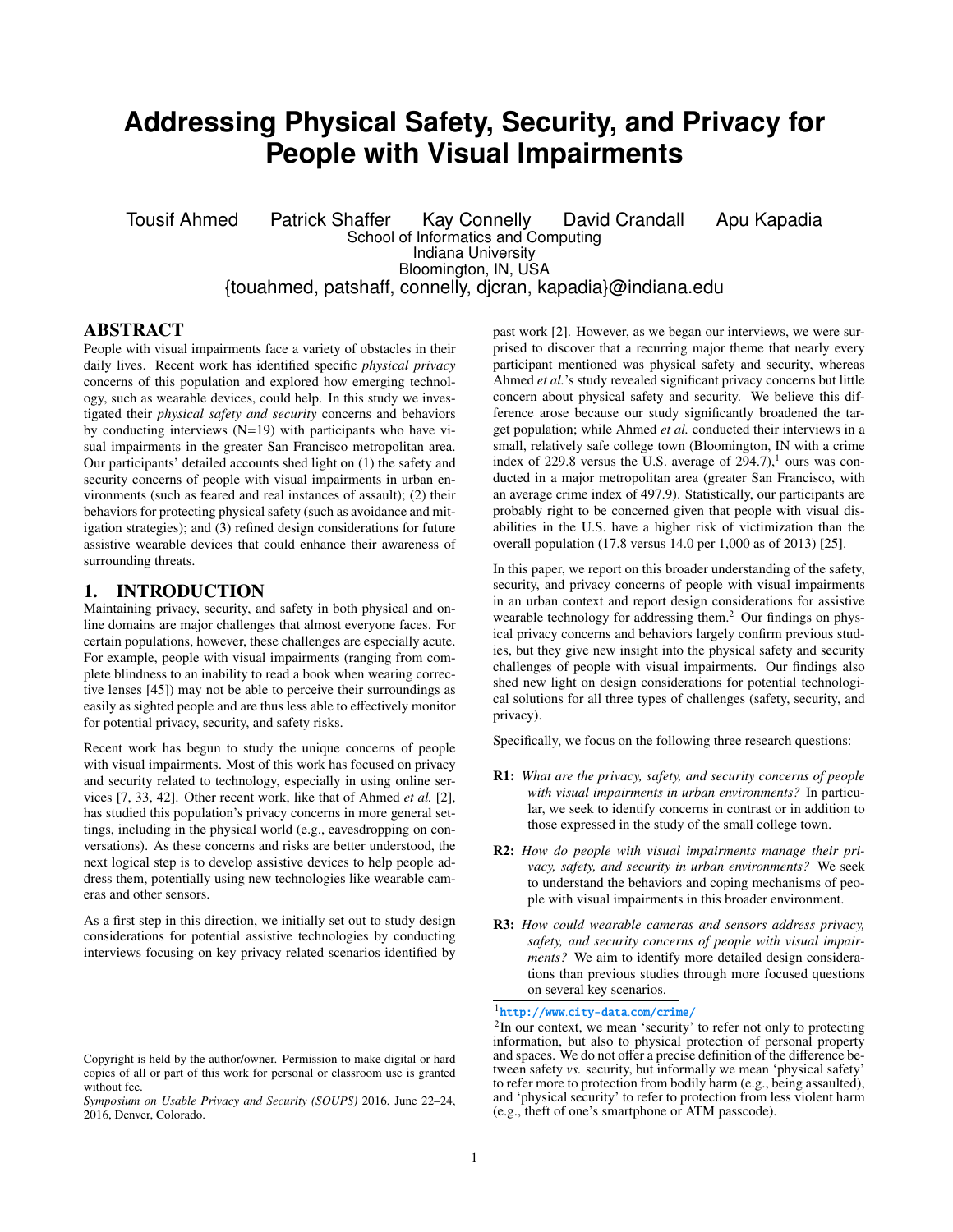# Addressing Physical Safety, Security, and Privacy for People with Visual Impairments

Tousif Ahmed  Patrick Shaffer  Kay Connelly  David Crandall  Apu Kapadia

School of Informatics and Computing
Indiana University
Bloomington, IN, USA
{touahmed, patshaff, connelly, djcran, kapadia}@indiana.edu

## ABSTRACT

People with visual impairments face a variety of obstacles in their daily lives. Recent work has identified specific *physical privacy* concerns of this population and explored how emerging technology, such as wearable devices, could help. In this study we investigated their *physical safety and security* concerns and behaviors by conducting interviews (N=19) with participants who have visual impairments in the greater San Francisco metropolitan area. Our participants' detailed accounts shed light on (1) the safety and security concerns of people with visual impairments in urban environments (such as feared and real instances of assault); (2) their behaviors for protecting physical safety (such as avoidance and mitigation strategies); and (3) refined design considerations for future assistive wearable devices that could enhance their awareness of surrounding threats.

## 1. INTRODUCTION

Maintaining privacy, security, and safety in both physical and online domains are major challenges that almost everyone faces. For certain populations, however, these challenges are especially acute. For example, people with visual impairments (ranging from complete blindness to an inability to read a book when wearing corrective lenses [45]) may not be able to perceive their surroundings as easily as sighted people and are thus less able to effectively monitor for potential privacy, security, and safety risks.

Recent work has begun to study the unique concerns of people with visual impairments. Most of this work has focused on privacy and security related to technology, especially in using online services [7, 33, 42]. Other recent work, like that of Ahmed *et al.* [2], has studied this population's privacy concerns in more general settings, including in the physical world (e.g., eavesdropping on conversations). As these concerns and risks are better understood, the next logical step is to develop assistive devices to help people address them, potentially using new technologies like wearable cameras and other sensors.

As a first step in this direction, we initially set out to study design considerations for potential assistive technologies by conducting interviews focusing on key privacy related scenarios identified by past work [2]. However, as we began our interviews, we were surprised to discover that a recurring major theme that nearly every participant mentioned was physical safety and security, whereas Ahmed *et al.*'s study revealed significant privacy concerns but little concern about physical safety and security. We believe this difference arose because our study significantly broadened the target population; while Ahmed *et al.* conducted their interviews in a small, relatively safe college town (Bloomington, IN with a crime index of 229.8 versus the U.S. average of 294.7),[1] ours was conducted in a major metropolitan area (greater San Francisco, with an average crime index of 497.9). Statistically, our participants are probably right to be concerned given that people with visual disabilities in the U.S. have a higher risk of victimization than the overall population (17.8 versus 14.0 per 1,000 as of 2013) [25].

In this paper, we report on this broader understanding of the safety, security, and privacy concerns of people with visual impairments in an urban context and report design considerations for assistive wearable technology for addressing them.[2] Our findings on physical privacy concerns and behaviors largely confirm previous studies, but they give new insight into the physical safety and security challenges of people with visual impairments. Our findings also shed new light on design considerations for potential technological solutions for all three types of challenges (safety, security, and privacy).

Specifically, we focus on the following three research questions:

- **R1:** *What are the privacy, safety, and security concerns of people with visual impairments in urban environments?* In particular, we seek to identify concerns in contrast or in addition to those expressed in the study of the small college town.
- **R2:** *How do people with visual impairments manage their privacy, safety, and security in urban environments?* We seek to understand the behaviors and coping mechanisms of people with visual impairments in this broader environment.
- **R3:** *How could wearable cameras and sensors address privacy, safety, and security concerns of people with visual impairments?* We aim to identify more detailed design considerations than previous studies through more focused questions on several key scenarios.

[1] http://www.city-data.com/crime/

[2] In our context, we mean 'security' to refer not only to protecting information, but also to physical protection of personal property and spaces. We do not offer a precise definition of the difference between safety *vs.* security, but informally we mean 'physical safety' to refer more to protection from bodily harm (e.g., being assaulted), and 'physical security' to refer to protection from less violent harm (e.g., theft of one's smartphone or ATM passcode).

Copyright is held by the author/owner. Permission to make digital or hard copies of all or part of this work for personal or classroom use is granted without fee.

*Symposium on Usable Privacy and Security (SOUPS)* 2016, June 22–24, 2016, Denver, Colorado.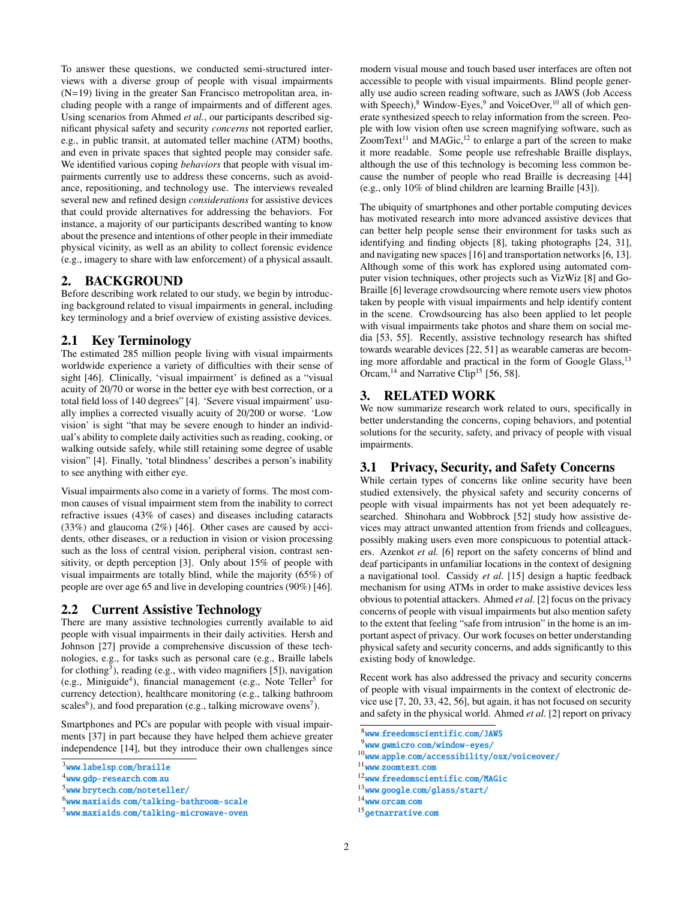To answer these questions, we conducted semi-structured interviews with a diverse group of people with visual impairments (N=19) living in the greater San Francisco metropolitan area, including people with a range of impairments and of different ages. Using scenarios from Ahmed *et al.*, our participants described significant physical safety and security *concerns* not reported earlier, e.g., in public transit, at automated teller machine (ATM) booths, and even in private spaces that sighted people may consider safe. We identified various coping *behaviors* that people with visual impairments currently use to address these concerns, such as avoidance, repositioning, and technology use. The interviews revealed several new and refined design *considerations* for assistive devices that could provide alternatives for addressing the behaviors. For instance, a majority of our participants described wanting to know about the presence and intentions of other people in their immediate physical vicinity, as well as an ability to collect forensic evidence (e.g., imagery to share with law enforcement) of a physical assault.

## 2. BACKGROUND

Before describing work related to our study, we begin by introducing background related to visual impairments in general, including key terminology and a brief overview of existing assistive devices.

### 2.1 Key Terminology

The estimated 285 million people living with visual impairments worldwide experience a variety of difficulties with their sense of sight [46]. Clinically, 'visual impairment' is defined as a "visual acuity of 20/70 or worse in the better eye with best correction, or a total field loss of 140 degrees" [4]. 'Severe visual impairment' usually implies a corrected visually acuity of 20/200 or worse. 'Low vision' is sight "that may be severe enough to hinder an individual's ability to complete daily activities such as reading, cooking, or walking outside safely, while still retaining some degree of usable vision" [4]. Finally, 'total blindness' describes a person's inability to see anything with either eye.

Visual impairments also come in a variety of forms. The most common causes of visual impairment stem from the inability to correct refractive issues (43% of cases) and diseases including cataracts (33%) and glaucoma (2%) [46]. Other cases are caused by accidents, other diseases, or a reduction in vision or vision processing such as the loss of central vision, peripheral vision, contrast sensitivity, or depth perception [3]. Only about 15% of people with visual impairments are totally blind, while the majority (65%) of people are over age 65 and live in developing countries (90%) [46].

### 2.2 Current Assistive Technology

There are many assistive technologies currently available to aid people with visual impairments in their daily activities. Hersh and Johnson [27] provide a comprehensive discussion of these technologies, e.g., for tasks such as personal care (e.g., Braille labels for clothing[3]), reading (e.g., with video magnifiers [5]), navigation (e.g., Miniguide[4]), financial management (e.g., Note Teller[5] for currency detection), healthcare monitoring (e.g., talking bathroom scales[6]), and food preparation (e.g., talking microwave ovens[7]).

Smartphones and PCs are popular with people with visual impairments [37] in part because they have helped them achieve greater independence [14], but they introduce their own challenges since modern visual mouse and touch based user interfaces are often not accessible to people with visual impairments. Blind people generally use audio screen reading software, such as JAWS (Job Access with Speech),[8] Window-Eyes,[9] and VoiceOver,[10] all of which generate synthesized speech to relay information from the screen. People with low vision often use screen magnifying software, such as ZoomText[11] and MAGic,[12] to enlarge a part of the screen to make it more readable. Some people use refreshable Braille displays, although the use of this technology is becoming less common because the number of people who read Braille is decreasing [44] (e.g., only 10% of blind children are learning Braille [43]).

The ubiquity of smartphones and other portable computing devices has motivated research into more advanced assistive devices that can better help people sense their environment for tasks such as identifying and finding objects [8], taking photographs [24, 31], and navigating new spaces [16] and transportation networks [6, 13]. Although some of this work has explored using automated computer vision techniques, other projects such as VizWiz [8] and GoBraille [6] leverage crowdsourcing where remote users view photos taken by people with visual impairments and help identify content in the scene. Crowdsourcing has also been applied to let people with visual impairments take photos and share them on social media [53, 55]. Recently, assistive technology research has shifted towards wearable devices [22, 51] as wearable cameras are becoming more affordable and practical in the form of Google Glass,[13] Orcam,[14] and Narrative Clip[15] [56, 58].

## 3. RELATED WORK

We now summarize research work related to ours, specifically in better understanding the concerns, coping behaviors, and potential solutions for the security, safety, and privacy of people with visual impairments.

### 3.1 Privacy, Security, and Safety Concerns

While certain types of concerns like online security have been studied extensively, the physical safety and security concerns of people with visual impairments has not yet been adequately researched. Shinohara and Wobbrock [52] study how assistive devices may attract unwanted attention from friends and colleagues, possibly making users even more conspicuous to potential attackers. Azenkot *et al.* [6] report on the safety concerns of blind and deaf participants in unfamiliar locations in the context of designing a navigational tool. Cassidy *et al.* [15] design a haptic feedback mechanism for using ATMs in order to make assistive devices less obvious to potential attackers. Ahmed *et al.* [2] focus on the privacy concerns of people with visual impairments but also mention safety to the extent that feeling "safe from intrusion" in the home is an important aspect of privacy. Our work focuses on better understanding physical safety and security concerns, and adds significantly to this existing body of knowledge.

Recent work has also addressed the privacy and security concerns of people with visual impairments in the context of electronic device use [7, 20, 33, 42, 56], but again, it has not focused on security and safety in the physical world. Ahmed *et al.* [2] report on privacy

[3] www.labelsp.com/braille

[4] www.gdp-research.com.au

[5] www.brytech.com/noteteller/

[6] www.maxiaids.com/talking-bathroom-scale

[7] www.maxiaids.com/talking-microwave-oven

[8] www.freedomscientific.com/JAWS

[9] www.gwmicro.com/window-eyes/

[10] www.apple.com/accessibility/osx/voiceover/

[11] www.zoomtext.com

[12] www.freedomscientific.com/MAGic

[13] www.google.com/glass/start/

[14] www.orcam.com

[15] getnarrative.com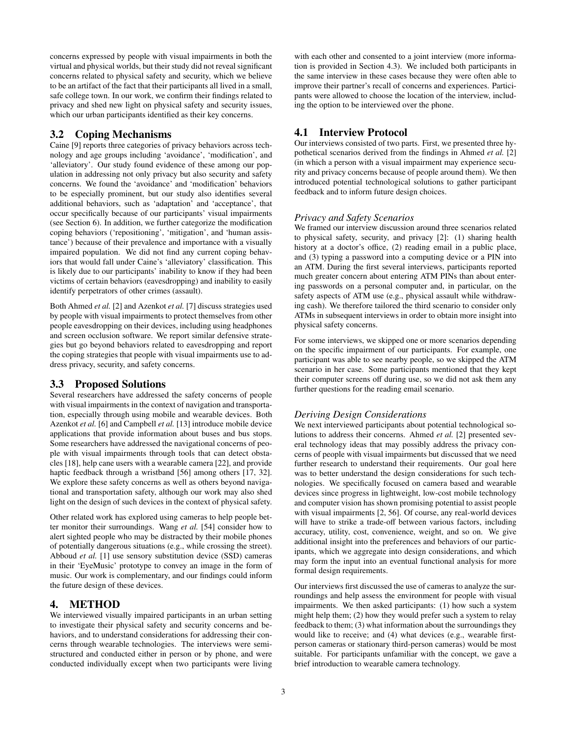concerns expressed by people with visual impairments in both the virtual and physical worlds, but their study did not reveal significant concerns related to physical safety and security, which we believe to be an artifact of the fact that their participants all lived in a small, safe college town. In our work, we confirm their findings related to privacy and shed new light on physical safety and security issues, which our urban participants identified as their key concerns.

## 3.2 Coping Mechanisms

Caine [9] reports three categories of privacy behaviors across technology and age groups including 'avoidance', 'modification', and 'alleviatory'. Our study found evidence of these among our population in addressing not only privacy but also security and safety concerns. We found the 'avoidance' and 'modification' behaviors to be especially prominent, but our study also identifies several additional behaviors, such as 'adaptation' and 'acceptance', that occur specifically because of our participants' visual impairments (see Section 6). In addition, we further categorize the modification coping behaviors ('repositioning', 'mitigation', and 'human assistance') because of their prevalence and importance with a visually impaired population. We did not find any current coping behaviors that would fall under Caine's 'alleviatory' classification. This is likely due to our participants' inability to know if they had been victims of certain behaviors (eavesdropping) and inability to easily identify perpetrators of other crimes (assault).

Both Ahmed *et al.* [2] and Azenkot *et al.* [7] discuss strategies used by people with visual impairments to protect themselves from other people eavesdropping on their devices, including using headphones and screen occlusion software. We report similar defensive strategies but go beyond behaviors related to eavesdropping and report the coping strategies that people with visual impairments use to address privacy, security, and safety concerns.

## 3.3 Proposed Solutions

Several researchers have addressed the safety concerns of people with visual impairments in the context of navigation and transportation, especially through using mobile and wearable devices. Both Azenkot *et al.* [6] and Campbell *et al.* [13] introduce mobile device applications that provide information about buses and bus stops. Some researchers have addressed the navigational concerns of people with visual impairments through tools that can detect obstacles [18], help cane users with a wearable camera [22], and provide haptic feedback through a wristband [56] among others [17, 32]. We explore these safety concerns as well as others beyond navigational and transportation safety, although our work may also shed light on the design of such devices in the context of physical safety.

Other related work has explored using cameras to help people better monitor their surroundings. Wang *et al.* [54] consider how to alert sighted people who may be distracted by their mobile phones of potentially dangerous situations (e.g., while crossing the street). Abboud *et al.* [1] use sensory substitution device (SSD) cameras in their 'EyeMusic' prototype to convey an image in the form of music. Our work is complementary, and our findings could inform the future design of these devices.

# 4. METHOD

We interviewed visually impaired participants in an urban setting to investigate their physical safety and security concerns and behaviors, and to understand considerations for addressing their concerns through wearable technologies. The interviews were semi-structured and conducted either in person or by phone, and were conducted individually except when two participants were living with each other and consented to a joint interview (more information is provided in Section 4.3). We included both participants in the same interview in these cases because they were often able to improve their partner's recall of concerns and experiences. Participants were allowed to choose the location of the interview, including the option to be interviewed over the phone.

## 4.1 Interview Protocol

Our interviews consisted of two parts. First, we presented three hypothetical scenarios derived from the findings in Ahmed *et al.* [2] (in which a person with a visual impairment may experience security and privacy concerns because of people around them). We then introduced potential technological solutions to gather participant feedback and to inform future design choices.

### *Privacy and Safety Scenarios*

We framed our interview discussion around three scenarios related to physical safety, security, and privacy [2]: (1) sharing health history at a doctor's office, (2) reading email in a public place, and (3) typing a password into a computing device or a PIN into an ATM. During the first several interviews, participants reported much greater concern about entering ATM PINs than about entering passwords on a personal computer and, in particular, on the safety aspects of ATM use (e.g., physical assault while withdrawing cash). We therefore tailored the third scenario to consider only ATMs in subsequent interviews in order to obtain more insight into physical safety concerns.

For some interviews, we skipped one or more scenarios depending on the specific impairment of our participants. For example, one participant was able to see nearby people, so we skipped the ATM scenario in her case. Some participants mentioned that they kept their computer screens off during use, so we did not ask them any further questions for the reading email scenario.

### *Deriving Design Considerations*

We next interviewed participants about potential technological solutions to address their concerns. Ahmed *et al.* [2] presented several technology ideas that may possibly address the privacy concerns of people with visual impairments but discussed that we need further research to understand their requirements. Our goal here was to better understand the design considerations for such technologies. We specifically focused on camera based and wearable devices since progress in lightweight, low-cost mobile technology and computer vision has shown promising potential to assist people with visual impairments [2, 56]. Of course, any real-world devices will have to strike a trade-off between various factors, including accuracy, utility, cost, convenience, weight, and so on. We give additional insight into the preferences and behaviors of our participants, which we aggregate into design considerations, and which may form the input into an eventual functional analysis for more formal design requirements.

Our interviews first discussed the use of cameras to analyze the surroundings and help assess the environment for people with visual impairments. We then asked participants: (1) how such a system might help them; (2) how they would prefer such a system to relay feedback to them; (3) what information about the surroundings they would like to receive; and (4) what devices (e.g., wearable first-person cameras or stationary third-person cameras) would be most suitable. For participants unfamiliar with the concept, we gave a brief introduction to wearable camera technology.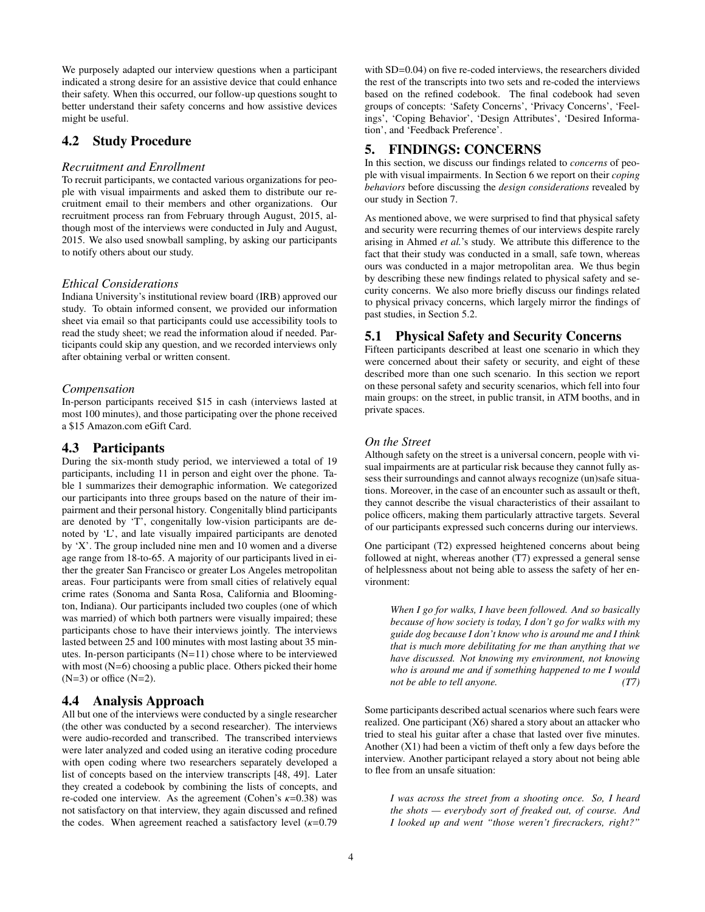We purposely adapted our interview questions when a participant indicated a strong desire for an assistive device that could enhance their safety. When this occurred, our follow-up questions sought to better understand their safety concerns and how assistive devices might be useful.

## 4.2 Study Procedure

### *Recruitment and Enrollment*

To recruit participants, we contacted various organizations for people with visual impairments and asked them to distribute our recruitment email to their members and other organizations. Our recruitment process ran from February through August, 2015, although most of the interviews were conducted in July and August, 2015. We also used snowball sampling, by asking our participants to notify others about our study.

### *Ethical Considerations*

Indiana University's institutional review board (IRB) approved our study. To obtain informed consent, we provided our information sheet via email so that participants could use accessibility tools to read the study sheet; we read the information aloud if needed. Participants could skip any question, and we recorded interviews only after obtaining verbal or written consent.

### *Compensation*

In-person participants received $15 in cash (interviews lasted at most 100 minutes), and those participating over the phone received a $15 Amazon.com eGift Card.

## 4.3 Participants

During the six-month study period, we interviewed a total of 19 participants, including 11 in person and eight over the phone. Table 1 summarizes their demographic information. We categorized our participants into three groups based on the nature of their impairment and their personal history. Congenitally blind participants are denoted by 'T', congenitally low-vision participants are denoted by 'L', and late visually impaired participants are denoted by 'X'. The group included nine men and 10 women and a diverse age range from 18-to-65. A majority of our participants lived in either the greater San Francisco or greater Los Angeles metropolitan areas. Four participants were from small cities of relatively equal crime rates (Sonoma and Santa Rosa, California and Bloomington, Indiana). Our participants included two couples (one of which was married) of which both partners were visually impaired; these participants chose to have their interviews jointly. The interviews lasted between 25 and 100 minutes with most lasting about 35 minutes. In-person participants (N=11) chose where to be interviewed with most (N=6) choosing a public place. Others picked their home (N=3) or office (N=2).

## 4.4 Analysis Approach

All but one of the interviews were conducted by a single researcher (the other was conducted by a second researcher). The interviews were audio-recorded and transcribed. The transcribed interviews were later analyzed and coded using an iterative coding procedure with open coding where two researchers separately developed a list of concepts based on the interview transcripts [48, 49]. Later they created a codebook by combining the lists of concepts, and re-coded one interview. As the agreement (Cohen's $\kappa$=0.38) was not satisfactory on that interview, they again discussed and refined the codes. When agreement reached a satisfactory level ($\kappa$=0.79 with SD=0.04) on five re-coded interviews, the researchers divided the rest of the transcripts into two sets and re-coded the interviews based on the refined codebook. The final codebook had seven groups of concepts: 'Safety Concerns', 'Privacy Concerns', 'Feelings', 'Coping Behavior', 'Design Attributes', 'Desired Information', and 'Feedback Preference'.

# 5. FINDINGS: CONCERNS

In this section, we discuss our findings related to *concerns* of people with visual impairments. In Section 6 we report on their *coping behaviors* before discussing the *design considerations* revealed by our study in Section 7.

As mentioned above, we were surprised to find that physical safety and security were recurring themes of our interviews despite rarely arising in Ahmed *et al.*'s study. We attribute this difference to the fact that their study was conducted in a small, safe town, whereas ours was conducted in a major metropolitan area. We thus begin by describing these new findings related to physical safety and security concerns. We also more briefly discuss our findings related to physical privacy concerns, which largely mirror the findings of past studies, in Section 5.2.

## 5.1 Physical Safety and Security Concerns

Fifteen participants described at least one scenario in which they were concerned about their safety or security, and eight of these described more than one such scenario. In this section we report on these personal safety and security scenarios, which fell into four main groups: on the street, in public transit, in ATM booths, and in private spaces.

### *On the Street*

Although safety on the street is a universal concern, people with visual impairments are at particular risk because they cannot fully assess their surroundings and cannot always recognize (un)safe situations. Moreover, in the case of an encounter such as assault or theft, they cannot describe the visual characteristics of their assailant to police officers, making them particularly attractive targets. Several of our participants expressed such concerns during our interviews.

One participant (T2) expressed heightened concerns about being followed at night, whereas another (T7) expressed a general sense of helplessness about not being able to assess the safety of her environment:

> *When I go for walks, I have been followed. And so basically because of how society is today, I don't go for walks with my guide dog because I don't know who is around me and I think that is much more debilitating for me than anything that we have discussed. Not knowing my environment, not knowing who is around me and if something happened to me I would not be able to tell anyone.* *(T7)*

Some participants described actual scenarios where such fears were realized. One participant (X6) shared a story about an attacker who tried to steal his guitar after a chase that lasted over five minutes. Another (X1) had been a victim of theft only a few days before the interview. Another participant relayed a story about not being able to flee from an unsafe situation:

> *I was across the street from a shooting once. So, I heard the shots — everybody sort of freaked out, of course. And I looked up and went "those weren't firecrackers, right?"*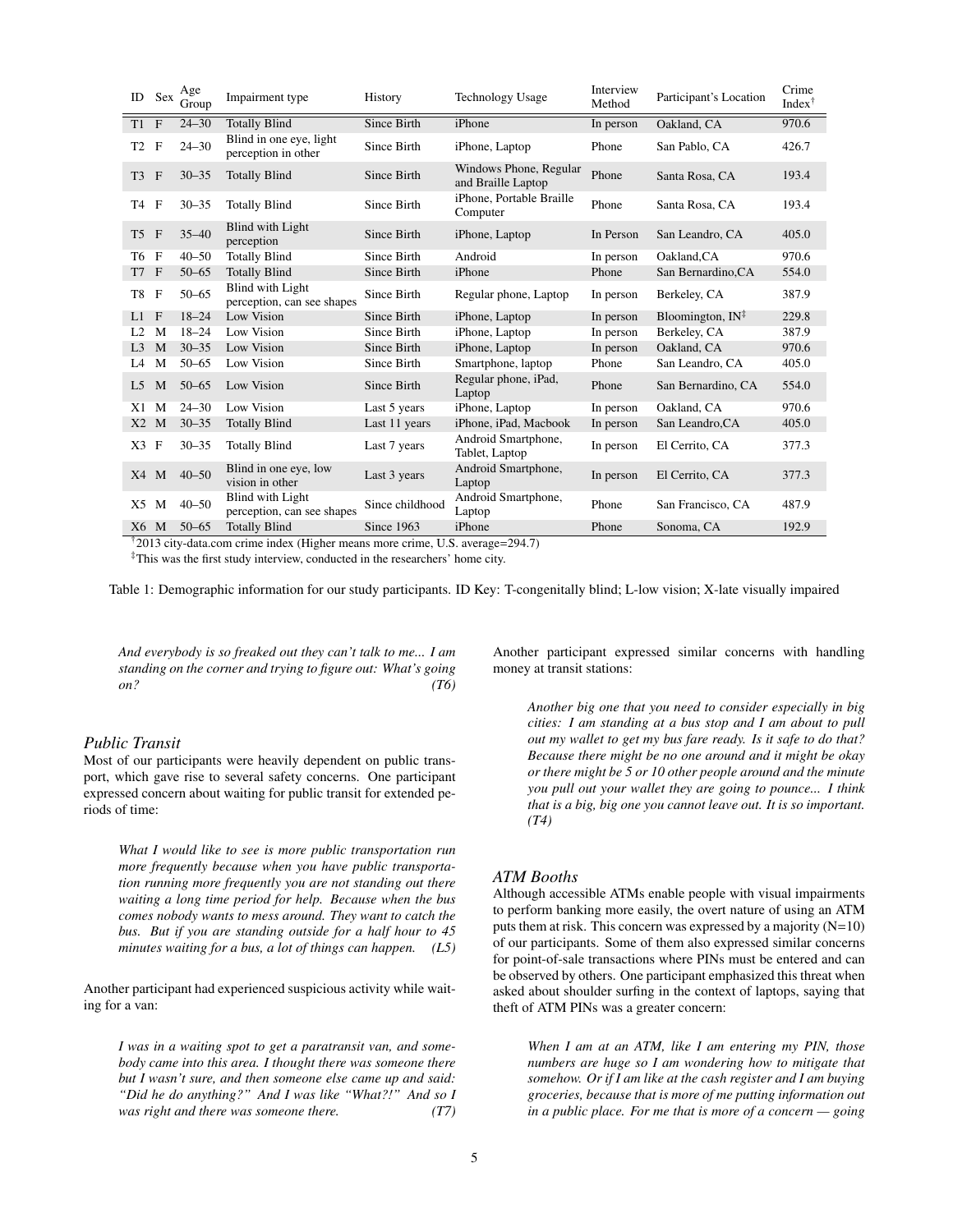| ID | Sex | Age Group | Impairment type | History | Technology Usage | Interview Method | Participant's Location | Crime Index[†] |
|---|---|---|---|---|---|---|---|---|
| T1 | F | 24–30 | Totally Blind | Since Birth | iPhone | In person | Oakland, CA | 970.6 |
| T2 | F | 24–30 | Blind in one eye, light perception in other | Since Birth | iPhone, Laptop | Phone | San Pablo, CA | 426.7 |
| T3 | F | 30–35 | Totally Blind | Since Birth | Windows Phone, Regular and Braille Laptop | Phone | Santa Rosa, CA | 193.4 |
| T4 | F | 30–35 | Totally Blind | Since Birth | iPhone, Portable Braille Computer | Phone | Santa Rosa, CA | 193.4 |
| T5 | F | 35–40 | Blind with Light perception | Since Birth | iPhone, Laptop | In Person | San Leandro, CA | 405.0 |
| T6 | F | 40–50 | Totally Blind | Since Birth | Android | In person | Oakland,CA | 970.6 |
| T7 | F | 50–65 | Totally Blind | Since Birth | iPhone | Phone | San Bernardino,CA | 554.0 |
| T8 | F | 50–65 | Blind with Light perception, can see shapes | Since Birth | Regular phone, Laptop | In person | Berkeley, CA | 387.9 |
| L1 | F | 18–24 | Low Vision | Since Birth | iPhone, Laptop | In person | Bloomington, IN[‡] | 229.8 |
| L2 | M | 18–24 | Low Vision | Since Birth | iPhone, Laptop | In person | Berkeley, CA | 387.9 |
| L3 | M | 30–35 | Low Vision | Since Birth | iPhone, Laptop | In person | Oakland, CA | 970.6 |
| L4 | M | 50–65 | Low Vision | Since Birth | Smartphone, laptop | Phone | San Leandro, CA | 405.0 |
| L5 | M | 50–65 | Low Vision | Since Birth | Regular phone, iPad, Laptop | Phone | San Bernardino, CA | 554.0 |
| X1 | M | 24–30 | Low Vision | Last 5 years | iPhone, Laptop | In person | Oakland, CA | 970.6 |
| X2 | M | 30–35 | Totally Blind | Last 11 years | iPhone, iPad, Macbook | In person | San Leandro,CA | 405.0 |
| X3 | F | 30–35 | Totally Blind | Last 7 years | Android Smartphone, Tablet, Laptop | In person | El Cerrito, CA | 377.3 |
| X4 | M | 40–50 | Blind in one eye, low vision in other | Last 3 years | Android Smartphone, Laptop | In person | El Cerrito, CA | 377.3 |
| X5 | M | 40–50 | Blind with Light perception, can see shapes | Since childhood | Android Smartphone, Laptop | Phone | San Francisco, CA | 487.9 |
| X6 | M | 50–65 | Totally Blind | Since 1963 | iPhone | Phone | Sonoma, CA | 192.9 |

[†]2013 city-data.com crime index (Higher means more crime, U.S. average=294.7)

[‡]This was the first study interview, conducted in the researchers' home city.

Table 1: Demographic information for our study participants. ID Key: T-congenitally blind; L-low vision; X-late visually impaired

> *And everybody is so freaked out they can't talk to me... I am standing on the corner and trying to figure out: What's going on?* (T6)

### Public Transit

Most of our participants were heavily dependent on public transport, which gave rise to several safety concerns. One participant expressed concern about waiting for public transit for extended periods of time:

> *What I would like to see is more public transportation run more frequently because when you have public transportation running more frequently you are not standing out there waiting a long time period for help. Because when the bus comes nobody wants to mess around. They want to catch the bus. But if you are standing outside for a half hour to 45 minutes waiting for a bus, a lot of things can happen.* (L5)

Another participant had experienced suspicious activity while waiting for a van:

> *I was in a waiting spot to get a paratransit van, and somebody came into this area. I thought there was someone there but I wasn't sure, and then someone else came up and said: "Did he do anything?" And I was like "What?!" And so I was right and there was someone there.* (T7)

Another participant expressed similar concerns with handling money at transit stations:

> *Another big one that you need to consider especially in big cities: I am standing at a bus stop and I am about to pull out my wallet to get my bus fare ready. Is it safe to do that? Because there might be no one around and it might be okay or there might be 5 or 10 other people around and the minute you pull out your wallet they are going to pounce... I think that is a big, big one you cannot leave out. It is so important. (T4)*

### ATM Booths

Although accessible ATMs enable people with visual impairments to perform banking more easily, the overt nature of using an ATM puts them at risk. This concern was expressed by a majority (N=10) of our participants. Some of them also expressed similar concerns for point-of-sale transactions where PINs must be entered and can be observed by others. One participant emphasized this threat when asked about shoulder surfing in the context of laptops, saying that theft of ATM PINs was a greater concern:

> *When I am at an ATM, like I am entering my PIN, those numbers are huge so I am wondering how to mitigate that somehow. Or if I am like at the cash register and I am buying groceries, because that is more of me putting information out in a public place. For me that is more of a concern — going*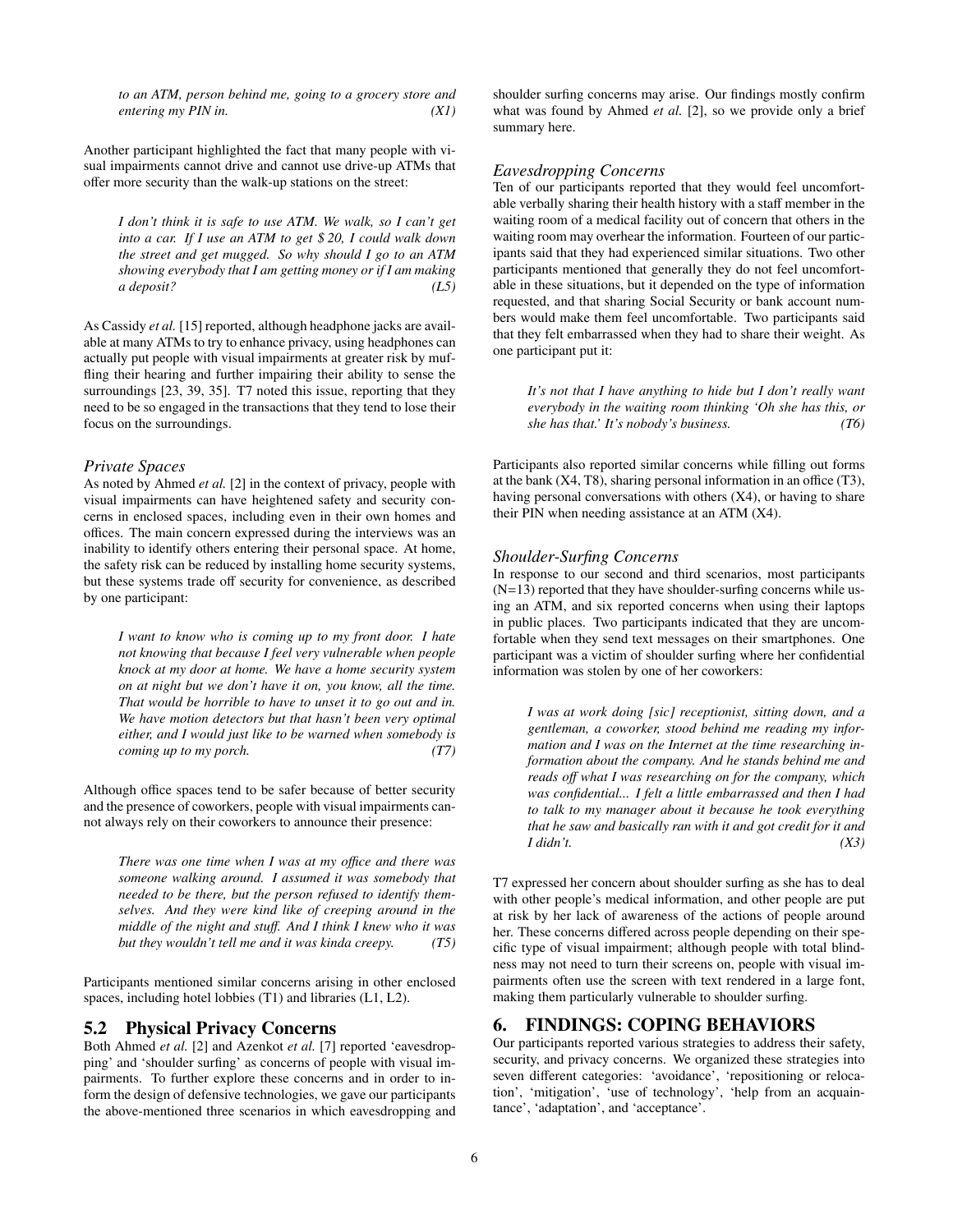*to an ATM, person behind me, going to a grocery store and entering my PIN in. (X1)*

Another participant highlighted the fact that many people with visual impairments cannot drive and cannot use drive-up ATMs that offer more security than the walk-up stations on the street:

> *I don't think it is safe to use ATM. We walk, so I can't get into a car. If I use an ATM to get $ 20, I could walk down the street and get mugged. So why should I go to an ATM showing everybody that I am getting money or if I am making a deposit? (L5)*

As Cassidy *et al.* [15] reported, although headphone jacks are available at many ATMs to try to enhance privacy, using headphones can actually put people with visual impairments at greater risk by muffling their hearing and further impairing their ability to sense the surroundings [23, 39, 35]. T7 noted this issue, reporting that they need to be so engaged in the transactions that they tend to lose their focus on the surroundings.

### *Private Spaces*

As noted by Ahmed *et al.* [2] in the context of privacy, people with visual impairments can have heightened safety and security concerns in enclosed spaces, including even in their own homes and offices. The main concern expressed during the interviews was an inability to identify others entering their personal space. At home, the safety risk can be reduced by installing home security systems, but these systems trade off security for convenience, as described by one participant:

> *I want to know who is coming up to my front door. I hate not knowing that because I feel very vulnerable when people knock at my door at home. We have a home security system on at night but we don't have it on, you know, all the time. That would be horrible to have to unset it to go out and in. We have motion detectors but that hasn't been very optimal either, and I would just like to be warned when somebody is coming up to my porch. (T7)*

Although office spaces tend to be safer because of better security and the presence of coworkers, people with visual impairments cannot always rely on their coworkers to announce their presence:

> *There was one time when I was at my office and there was someone walking around. I assumed it was somebody that needed to be there, but the person refused to identify themselves. And they were kind like of creeping around in the middle of the night and stuff. And I think I knew who it was but they wouldn't tell me and it was kinda creepy. (T5)*

Participants mentioned similar concerns arising in other enclosed spaces, including hotel lobbies (T1) and libraries (L1, L2).

## 5.2 Physical Privacy Concerns

Both Ahmed *et al.* [2] and Azenkot *et al.* [7] reported 'eavesdropping' and 'shoulder surfing' as concerns of people with visual impairments. To further explore these concerns and in order to inform the design of defensive technologies, we gave our participants the above-mentioned three scenarios in which eavesdropping and shoulder surfing concerns may arise. Our findings mostly confirm what was found by Ahmed *et al.* [2], so we provide only a brief summary here.

### *Eavesdropping Concerns*

Ten of our participants reported that they would feel uncomfortable verbally sharing their health history with a staff member in the waiting room of a medical facility out of concern that others in the waiting room may overhear the information. Fourteen of our participants said that they had experienced similar situations. Two other participants mentioned that generally they do not feel uncomfortable in these situations, but it depended on the type of information requested, and that sharing Social Security or bank account numbers would make them feel uncomfortable. Two participants said that they felt embarrassed when they had to share their weight. As one participant put it:

> *It's not that I have anything to hide but I don't really want everybody in the waiting room thinking 'Oh she has this, or she has that.' It's nobody's business. (T6)*

Participants also reported similar concerns while filling out forms at the bank (X4, T8), sharing personal information in an office (T3), having personal conversations with others (X4), or having to share their PIN when needing assistance at an ATM (X4).

### *Shoulder-Surfing Concerns*

In response to our second and third scenarios, most participants (N=13) reported that they have shoulder-surfing concerns while using an ATM, and six reported concerns when using their laptops in public places. Two participants indicated that they are uncomfortable when they send text messages on their smartphones. One participant was a victim of shoulder surfing where her confidential information was stolen by one of her coworkers:

> *I was at work doing [sic] receptionist, sitting down, and a gentleman, a coworker, stood behind me reading my information and I was on the Internet at the time researching information about the company. And he stands behind me and reads off what I was researching on for the company, which was confidential... I felt a little embarrassed and then I had to talk to my manager about it because he took everything that he saw and basically ran with it and got credit for it and I didn't. (X3)*

T7 expressed her concern about shoulder surfing as she has to deal with other people's medical information, and other people are put at risk by her lack of awareness of the actions of people around her. These concerns differed across people depending on their specific type of visual impairment; although people with total blindness may not need to turn their screens on, people with visual impairments often use the screen with text rendered in a large font, making them particularly vulnerable to shoulder surfing.

# 6. FINDINGS: COPING BEHAVIORS

Our participants reported various strategies to address their safety, security, and privacy concerns. We organized these strategies into seven different categories: 'avoidance', 'repositioning or relocation', 'mitigation', 'use of technology', 'help from an acquaintance', 'adaptation', and 'acceptance'.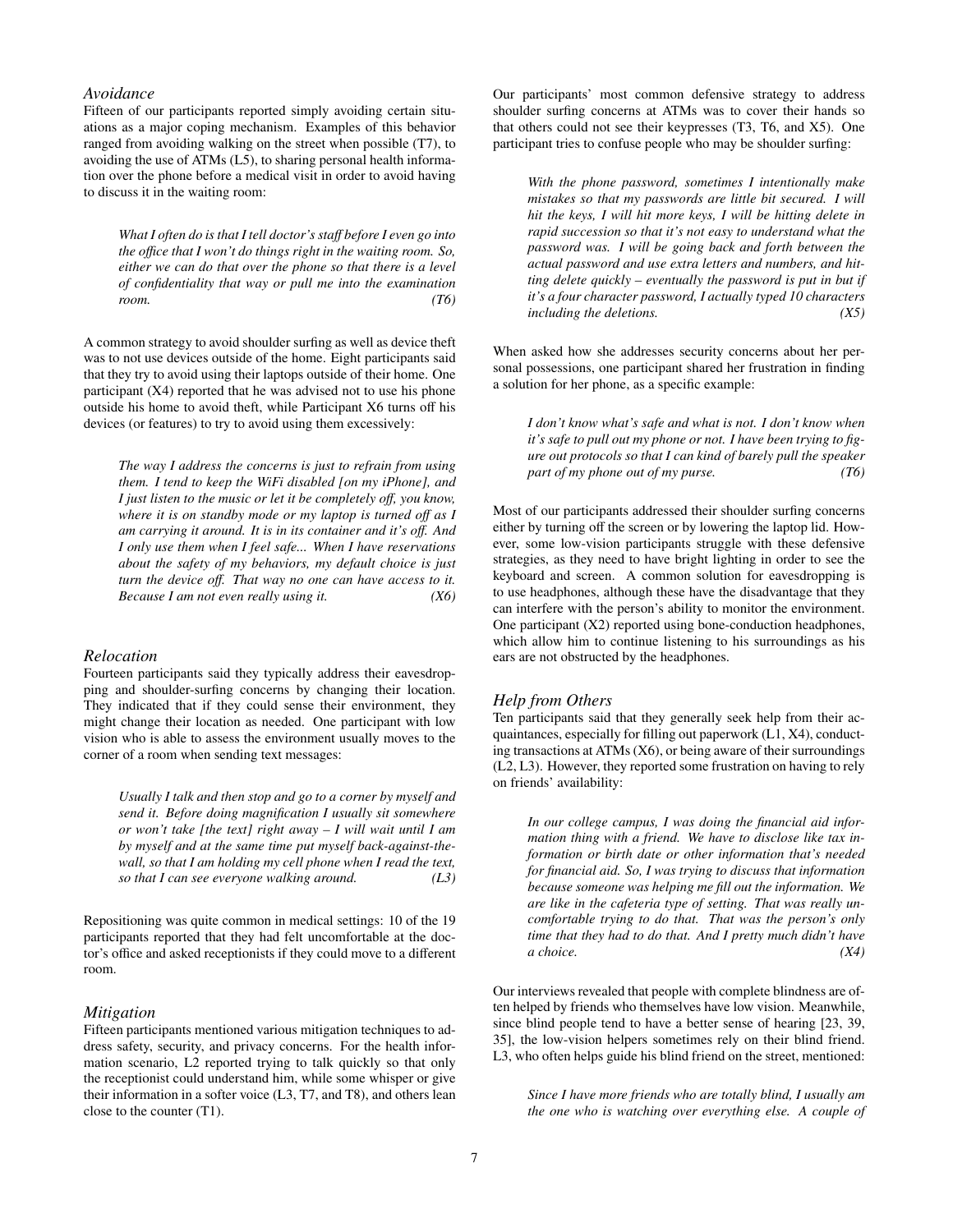### *Avoidance*

Fifteen of our participants reported simply avoiding certain situations as a major coping mechanism. Examples of this behavior ranged from avoiding walking on the street when possible (T7), to avoiding the use of ATMs (L5), to sharing personal health information over the phone before a medical visit in order to avoid having to discuss it in the waiting room:

> *What I often do is that I tell doctor's staff before I even go into the office that I won't do things right in the waiting room. So, either we can do that over the phone so that there is a level of confidentiality that way or pull me into the examination room.* *(T6)*

A common strategy to avoid shoulder surfing as well as device theft was to not use devices outside of the home. Eight participants said that they try to avoid using their laptops outside of their home. One participant (X4) reported that he was advised not to use his phone outside his home to avoid theft, while Participant X6 turns off his devices (or features) to try to avoid using them excessively:

> *The way I address the concerns is just to refrain from using them. I tend to keep the WiFi disabled [on my iPhone], and I just listen to the music or let it be completely off, you know, where it is on standby mode or my laptop is turned off as I am carrying it around. It is in its container and it's off. And I only use them when I feel safe... When I have reservations about the safety of my behaviors, my default choice is just turn the device off. That way no one can have access to it. Because I am not even really using it.* *(X6)*

### *Relocation*

Fourteen participants said they typically address their eavesdropping and shoulder-surfing concerns by changing their location. They indicated that if they could sense their environment, they might change their location as needed. One participant with low vision who is able to assess the environment usually moves to the corner of a room when sending text messages:

> *Usually I talk and then stop and go to a corner by myself and send it. Before doing magnification I usually sit somewhere or won't take [the text] right away – I will wait until I am by myself and at the same time put myself back-against-the-wall, so that I am holding my cell phone when I read the text, so that I can see everyone walking around.* *(L3)*

Repositioning was quite common in medical settings: 10 of the 19 participants reported that they had felt uncomfortable at the doctor's office and asked receptionists if they could move to a different room.

### *Mitigation*

Fifteen participants mentioned various mitigation techniques to address safety, security, and privacy concerns. For the health information scenario, L2 reported trying to talk quickly so that only the receptionist could understand him, while some whisper or give their information in a softer voice (L3, T7, and T8), and others lean close to the counter (T1).

Our participants' most common defensive strategy to address shoulder surfing concerns at ATMs was to cover their hands so that others could not see their keypresses (T3, T6, and X5). One participant tries to confuse people who may be shoulder surfing:

> *With the phone password, sometimes I intentionally make mistakes so that my passwords are little bit secured. I will hit the keys, I will hit more keys, I will be hitting delete in rapid succession so that it's not easy to understand what the password was. I will be going back and forth between the actual password and use extra letters and numbers, and hitting delete quickly – eventually the password is put in but if it's a four character password, I actually typed 10 characters including the deletions.* *(X5)*

When asked how she addresses security concerns about her personal possessions, one participant shared her frustration in finding a solution for her phone, as a specific example:

> *I don't know what's safe and what is not. I don't know when it's safe to pull out my phone or not. I have been trying to figure out protocols so that I can kind of barely pull the speaker part of my phone out of my purse.* *(T6)*

Most of our participants addressed their shoulder surfing concerns either by turning off the screen or by lowering the laptop lid. However, some low-vision participants struggle with these defensive strategies, as they need to have bright lighting in order to see the keyboard and screen. A common solution for eavesdropping is to use headphones, although these have the disadvantage that they can interfere with the person's ability to monitor the environment. One participant (X2) reported using bone-conduction headphones, which allow him to continue listening to his surroundings as his ears are not obstructed by the headphones.

### *Help from Others*

Ten participants said that they generally seek help from their acquaintances, especially for filling out paperwork (L1, X4), conducting transactions at ATMs (X6), or being aware of their surroundings (L2, L3). However, they reported some frustration on having to rely on friends' availability:

> *In our college campus, I was doing the financial aid information thing with a friend. We have to disclose like tax information or birth date or other information that's needed for financial aid. So, I was trying to discuss that information because someone was helping me fill out the information. We are like in the cafeteria type of setting. That was really uncomfortable trying to do that. That was the person's only time that they had to do that. And I pretty much didn't have a choice.* *(X4)*

Our interviews revealed that people with complete blindness are often helped by friends who themselves have low vision. Meanwhile, since blind people tend to have a better sense of hearing [23, 39, 35], the low-vision helpers sometimes rely on their blind friend. L3, who often helps guide his blind friend on the street, mentioned:

> *Since I have more friends who are totally blind, I usually am the one who is watching over everything else. A couple of*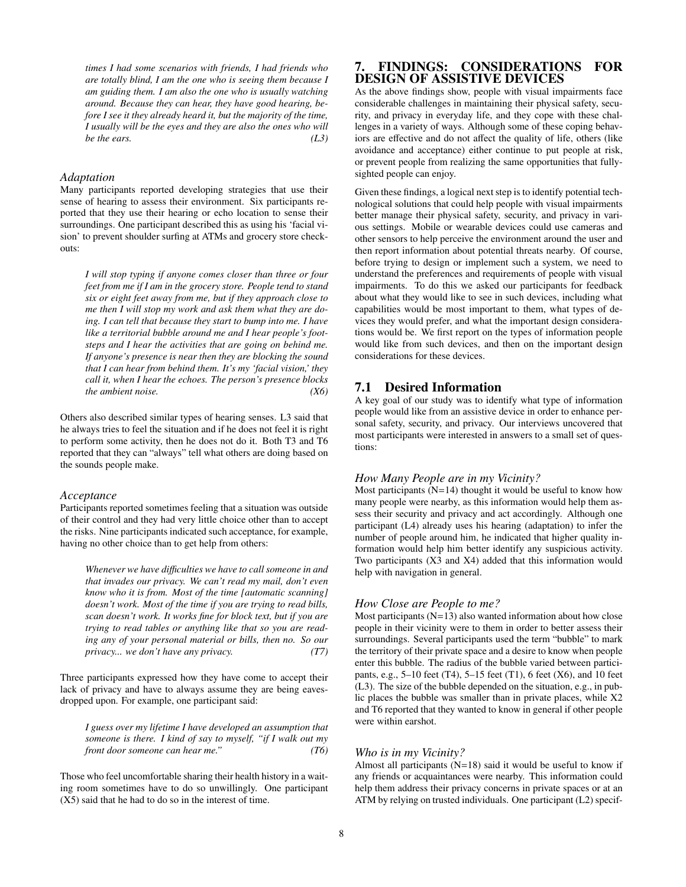*times I had some scenarios with friends, I had friends who are totally blind, I am the one who is seeing them because I am guiding them. I am also the one who is usually watching around. Because they can hear, they have good hearing, before I see it they already heard it, but the majority of the time, I usually will be the eyes and they are also the ones who will be the ears.* *(L3)*

### *Adaptation*

Many participants reported developing strategies that use their sense of hearing to assess their environment. Six participants reported that they use their hearing or echo location to sense their surroundings. One participant described this as using his 'facial vision' to prevent shoulder surfing at ATMs and grocery store checkouts:

> *I will stop typing if anyone comes closer than three or four feet from me if I am in the grocery store. People tend to stand six or eight feet away from me, but if they approach close to me then I will stop my work and ask them what they are doing. I can tell that because they start to bump into me. I have like a territorial bubble around me and I hear people's footsteps and I hear the activities that are going on behind me. If anyone's presence is near then they are blocking the sound that I can hear from behind them. It's my 'facial vision,' they call it, when I hear the echoes. The person's presence blocks the ambient noise.* *(X6)*

Others also described similar types of hearing senses. L3 said that he always tries to feel the situation and if he does not feel it is right to perform some activity, then he does not do it. Both T3 and T6 reported that they can "always" tell what others are doing based on the sounds people make.

### *Acceptance*

Participants reported sometimes feeling that a situation was outside of their control and they had very little choice other than to accept the risks. Nine participants indicated such acceptance, for example, having no other choice than to get help from others:

> *Whenever we have difficulties we have to call someone in and that invades our privacy. We can't read my mail, don't even know who it is from. Most of the time [automatic scanning] doesn't work. Most of the time if you are trying to read bills, scan doesn't work. It works fine for block text, but if you are trying to read tables or anything like that so you are reading any of your personal material or bills, then no. So our privacy... we don't have any privacy.* *(T7)*

Three participants expressed how they have come to accept their lack of privacy and have to always assume they are being eavesdropped upon. For example, one participant said:

> *I guess over my lifetime I have developed an assumption that someone is there. I kind of say to myself, "if I walk out my front door someone can hear me."* *(T6)*

Those who feel uncomfortable sharing their health history in a waiting room sometimes have to do so unwillingly. One participant (X5) said that he had to do so in the interest of time.

# 7. FINDINGS: CONSIDERATIONS FOR DESIGN OF ASSISTIVE DEVICES

As the above findings show, people with visual impairments face considerable challenges in maintaining their physical safety, security, and privacy in everyday life, and they cope with these challenges in a variety of ways. Although some of these coping behaviors are effective and do not affect the quality of life, others (like avoidance and acceptance) either continue to put people at risk, or prevent people from realizing the same opportunities that fully-sighted people can enjoy.

Given these findings, a logical next step is to identify potential technological solutions that could help people with visual impairments better manage their physical safety, security, and privacy in various settings. Mobile or wearable devices could use cameras and other sensors to help perceive the environment around the user and then report information about potential threats nearby. Of course, before trying to design or implement such a system, we need to understand the preferences and requirements of people with visual impairments. To do this we asked our participants for feedback about what they would like to see in such devices, including what capabilities would be most important to them, what types of devices they would prefer, and what the important design considerations would be. We first report on the types of information people would like from such devices, and then on the important design considerations for these devices.

## 7.1 Desired Information

A key goal of our study was to identify what type of information people would like from an assistive device in order to enhance personal safety, security, and privacy. Our interviews uncovered that most participants were interested in answers to a small set of questions:

### *How Many People are in my Vicinity?*

Most participants (N=14) thought it would be useful to know how many people were nearby, as this information would help them assess their security and privacy and act accordingly. Although one participant (L4) already uses his hearing (adaptation) to infer the number of people around him, he indicated that higher quality information would help him better identify any suspicious activity. Two participants (X3 and X4) added that this information would help with navigation in general.

### *How Close are People to me?*

Most participants (N=13) also wanted information about how close people in their vicinity were to them in order to better assess their surroundings. Several participants used the term "bubble" to mark the territory of their private space and a desire to know when people enter this bubble. The radius of the bubble varied between participants, e.g., 5–10 feet (T4), 5–15 feet (T1), 6 feet (X6), and 10 feet (L3). The size of the bubble depended on the situation, e.g., in public places the bubble was smaller than in private places, while X2 and T6 reported that they wanted to know in general if other people were within earshot.

### *Who is in my Vicinity?*

Almost all participants (N=18) said it would be useful to know if any friends or acquaintances were nearby. This information could help them address their privacy concerns in private spaces or at an ATM by relying on trusted individuals. One participant (L2) specif-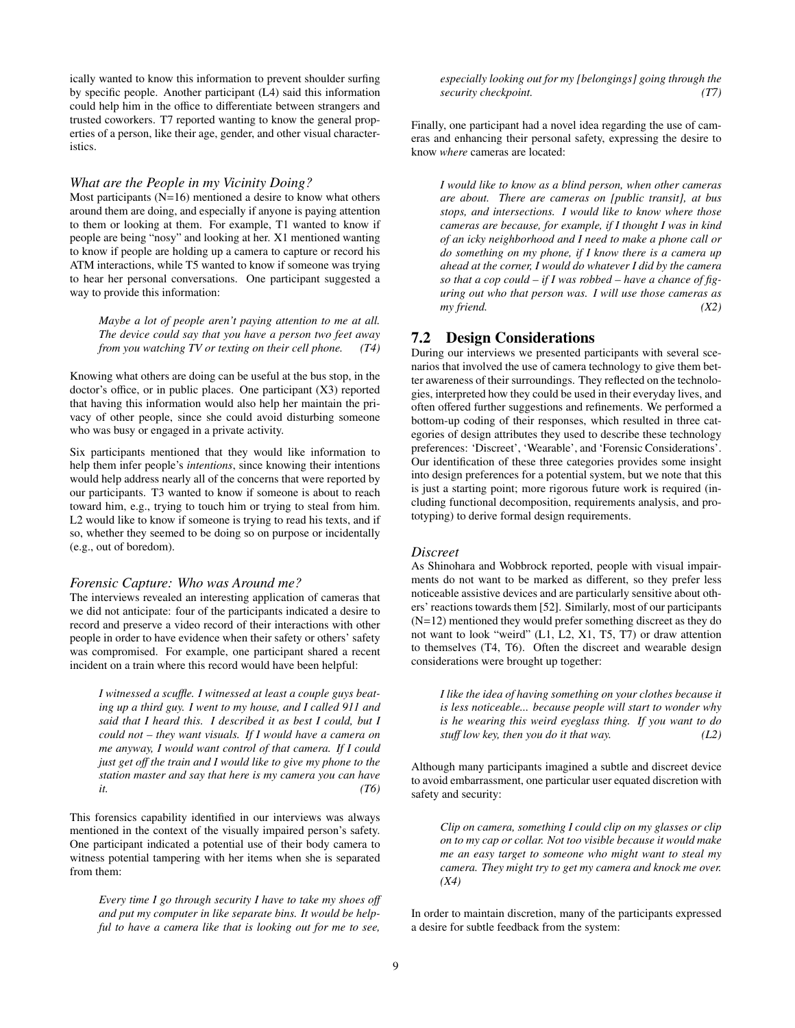ically wanted to know this information to prevent shoulder surfing by specific people. Another participant (L4) said this information could help him in the office to differentiate between strangers and trusted coworkers. T7 reported wanting to know the general properties of a person, like their age, gender, and other visual characteristics.

### *What are the People in my Vicinity Doing?*

Most participants (N=16) mentioned a desire to know what others around them are doing, and especially if anyone is paying attention to them or looking at them. For example, T1 wanted to know if people are being "nosy" and looking at her. X1 mentioned wanting to know if people are holding up a camera to capture or record his ATM interactions, while T5 wanted to know if someone was trying to hear her personal conversations. One participant suggested a way to provide this information:

> *Maybe a lot of people aren't paying attention to me at all. The device could say that you have a person two feet away from you watching TV or texting on their cell phone. (T4)*

Knowing what others are doing can be useful at the bus stop, in the doctor's office, or in public places. One participant (X3) reported that having this information would also help her maintain the privacy of other people, since she could avoid disturbing someone who was busy or engaged in a private activity.

Six participants mentioned that they would like information to help them infer people's *intentions*, since knowing their intentions would help address nearly all of the concerns that were reported by our participants. T3 wanted to know if someone is about to reach toward him, e.g., trying to touch him or trying to steal from him. L2 would like to know if someone is trying to read his texts, and if so, whether they seemed to be doing so on purpose or incidentally (e.g., out of boredom).

### *Forensic Capture: Who was Around me?*

The interviews revealed an interesting application of cameras that we did not anticipate: four of the participants indicated a desire to record and preserve a video record of their interactions with other people in order to have evidence when their safety or others' safety was compromised. For example, one participant shared a recent incident on a train where this record would have been helpful:

> *I witnessed a scuffle. I witnessed at least a couple guys beating up a third guy. I went to my house, and I called 911 and said that I heard this. I described it as best I could, but I could not – they want visuals. If I would have a camera on me anyway, I would want control of that camera. If I could just get off the train and I would like to give my phone to the station master and say that here is my camera you can have it. (T6)*

This forensics capability identified in our interviews was always mentioned in the context of the visually impaired person's safety. One participant indicated a potential use of their body camera to witness potential tampering with her items when she is separated from them:

> *Every time I go through security I have to take my shoes off and put my computer in like separate bins. It would be helpful to have a camera like that is looking out for me to see, especially looking out for my [belongings] going through the security checkpoint. (T7)*

Finally, one participant had a novel idea regarding the use of cameras and enhancing their personal safety, expressing the desire to know *where* cameras are located:

> *I would like to know as a blind person, when other cameras are about. There are cameras on [public transit], at bus stops, and intersections. I would like to know where those cameras are because, for example, if I thought I was in kind of an icky neighborhood and I need to make a phone call or do something on my phone, if I know there is a camera up ahead at the corner, I would do whatever I did by the camera so that a cop could – if I was robbed – have a chance of figuring out who that person was. I will use those cameras as my friend. (X2)*

## 7.2 Design Considerations

During our interviews we presented participants with several scenarios that involved the use of camera technology to give them better awareness of their surroundings. They reflected on the technologies, interpreted how they could be used in their everyday lives, and often offered further suggestions and refinements. We performed a bottom-up coding of their responses, which resulted in three categories of design attributes they used to describe these technology preferences: 'Discreet', 'Wearable', and 'Forensic Considerations'. Our identification of these three categories provides some insight into design preferences for a potential system, but we note that this is just a starting point; more rigorous future work is required (including functional decomposition, requirements analysis, and prototyping) to derive formal design requirements.

### *Discreet*

As Shinohara and Wobbrock reported, people with visual impairments do not want to be marked as different, so they prefer less noticeable assistive devices and are particularly sensitive about others' reactions towards them [52]. Similarly, most of our participants (N=12) mentioned they would prefer something discreet as they do not want to look "weird" (L1, L2, X1, T5, T7) or draw attention to themselves (T4, T6). Often the discreet and wearable design considerations were brought up together:

> *I like the idea of having something on your clothes because it is less noticeable... because people will start to wonder why is he wearing this weird eyeglass thing. If you want to do stuff low key, then you do it that way. (L2)*

Although many participants imagined a subtle and discreet device to avoid embarrassment, one particular user equated discretion with safety and security:

> *Clip on camera, something I could clip on my glasses or clip on to my cap or collar. Not too visible because it would make me an easy target to someone who might want to steal my camera. They might try to get my camera and knock me over. (X4)*

In order to maintain discretion, many of the participants expressed a desire for subtle feedback from the system: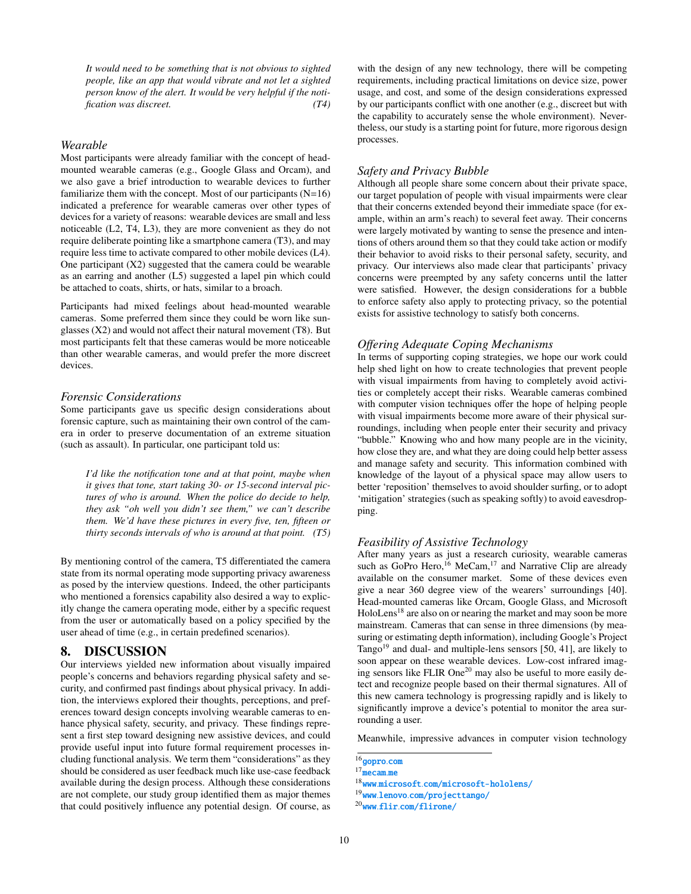*It would need to be something that is not obvious to sighted people, like an app that would vibrate and not let a sighted person know of the alert. It would be very helpful if the notification was discreet.* (T4)

### *Wearable*

Most participants were already familiar with the concept of head-mounted wearable cameras (e.g., Google Glass and Orcam), and we also gave a brief introduction to wearable devices to further familiarize them with the concept. Most of our participants (N=16) indicated a preference for wearable cameras over other types of devices for a variety of reasons: wearable devices are small and less noticeable (L2, T4, L3), they are more convenient as they do not require deliberate pointing like a smartphone camera (T3), and may require less time to activate compared to other mobile devices (L4). One participant (X2) suggested that the camera could be wearable as an earring and another (L5) suggested a lapel pin which could be attached to coats, shirts, or hats, similar to a broach.

Participants had mixed feelings about head-mounted wearable cameras. Some preferred them since they could be worn like sunglasses (X2) and would not affect their natural movement (T8). But most participants felt that these cameras would be more noticeable than other wearable cameras, and would prefer the more discreet devices.

### *Forensic Considerations*

Some participants gave us specific design considerations about forensic capture, such as maintaining their own control of the camera in order to preserve documentation of an extreme situation (such as assault). In particular, one participant told us:

*I'd like the notification tone and at that point, maybe when it gives that tone, start taking 30- or 15-second interval pictures of who is around. When the police do decide to help, they ask "oh well you didn't see them," we can't describe them. We'd have these pictures in every five, ten, fifteen or thirty seconds intervals of who is around at that point.* (T5)

By mentioning control of the camera, T5 differentiated the camera state from its normal operating mode supporting privacy awareness as posed by the interview questions. Indeed, the other participants who mentioned a forensics capability also desired a way to explicitly change the camera operating mode, either by a specific request from the user or automatically based on a policy specified by the user ahead of time (e.g., in certain predefined scenarios).

## 8. DISCUSSION

Our interviews yielded new information about visually impaired people's concerns and behaviors regarding physical safety and security, and confirmed past findings about physical privacy. In addition, the interviews explored their thoughts, perceptions, and preferences toward design concepts involving wearable cameras to enhance physical safety, security, and privacy. These findings represent a first step toward designing new assistive devices, and could provide useful input into future formal requirement processes including functional analysis. We term them "considerations" as they should be considered as user feedback much like use-case feedback available during the design process. Although these considerations are not complete, our study group identified them as major themes that could positively influence any potential design. Of course, as with the design of any new technology, there will be competing requirements, including practical limitations on device size, power usage, and cost, and some of the design considerations expressed by our participants conflict with one another (e.g., discreet but with the capability to accurately sense the whole environment). Nevertheless, our study is a starting point for future, more rigorous design processes.

### *Safety and Privacy Bubble*

Although all people share some concern about their private space, our target population of people with visual impairments were clear that their concerns extended beyond their immediate space (for example, within an arm's reach) to several feet away. Their concerns were largely motivated by wanting to sense the presence and intentions of others around them so that they could take action or modify their behavior to avoid risks to their personal safety, security, and privacy. Our interviews also made clear that participants' privacy concerns were preempted by any safety concerns until the latter were satisfied. However, the design considerations for a bubble to enforce safety also apply to protecting privacy, so the potential exists for assistive technology to satisfy both concerns.

### *Offering Adequate Coping Mechanisms*

In terms of supporting coping strategies, we hope our work could help shed light on how to create technologies that prevent people with visual impairments from having to completely avoid activities or completely accept their risks. Wearable cameras combined with computer vision techniques offer the hope of helping people with visual impairments become more aware of their physical surroundings, including when people enter their security and privacy "bubble." Knowing who and how many people are in the vicinity, how close they are, and what they are doing could help better assess and manage safety and security. This information combined with knowledge of the layout of a physical space may allow users to better 'reposition' themselves to avoid shoulder surfing, or to adopt 'mitigation' strategies (such as speaking softly) to avoid eavesdropping.

### *Feasibility of Assistive Technology*

After many years as just a research curiosity, wearable cameras such as GoPro Hero,[16] MeCam,[17] and Narrative Clip are already available on the consumer market. Some of these devices even give a near 360 degree view of the wearers' surroundings [40]. Head-mounted cameras like Orcam, Google Glass, and Microsoft HoloLens[18] are also on or nearing the market and may soon be more mainstream. Cameras that can sense in three dimensions (by measuring or estimating depth information), including Google's Project Tango[19] and dual- and multiple-lens sensors [50, 41], are likely to soon appear on these wearable devices. Low-cost infrared imaging sensors like FLIR One[20] may also be useful to more easily detect and recognize people based on their thermal signatures. All of this new camera technology is progressing rapidly and is likely to significantly improve a device's potential to monitor the area surrounding a user.

Meanwhile, impressive advances in computer vision technology

[16] gopro.com

[17] mecam.me

[18] www.microsoft.com/microsoft-hololens/

[19] www.lenovo.com/projecttango/

[20] www.flir.com/flirone/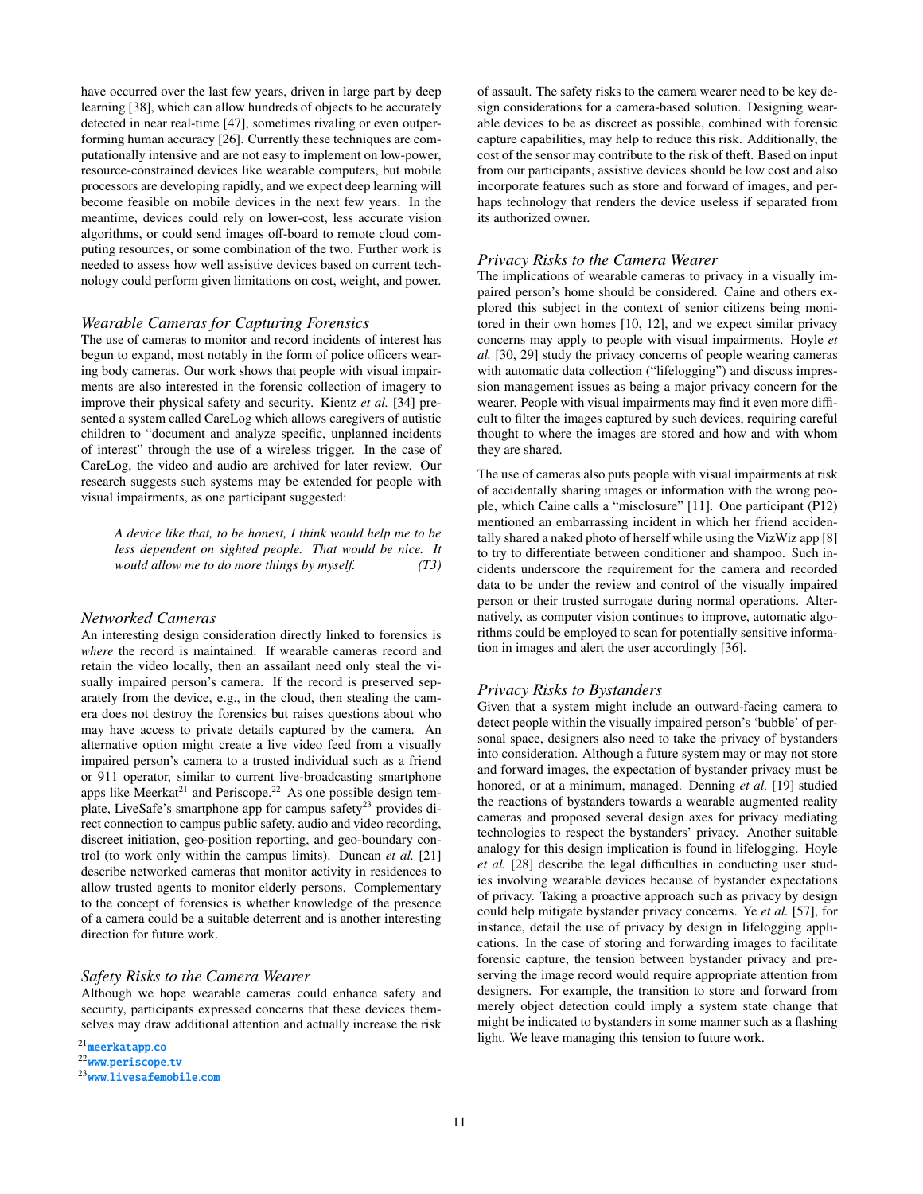have occurred over the last few years, driven in large part by deep learning [38], which can allow hundreds of objects to be accurately detected in near real-time [47], sometimes rivaling or even outperforming human accuracy [26]. Currently these techniques are computationally intensive and are not easy to implement on low-power, resource-constrained devices like wearable computers, but mobile processors are developing rapidly, and we expect deep learning will become feasible on mobile devices in the next few years. In the meantime, devices could rely on lower-cost, less accurate vision algorithms, or could send images off-board to remote cloud computing resources, or some combination of the two. Further work is needed to assess how well assistive devices based on current technology could perform given limitations on cost, weight, and power.

### *Wearable Cameras for Capturing Forensics*

The use of cameras to monitor and record incidents of interest has begun to expand, most notably in the form of police officers wearing body cameras. Our work shows that people with visual impairments are also interested in the forensic collection of imagery to improve their physical safety and security. Kientz *et al.* [34] presented a system called CareLog which allows caregivers of autistic children to "document and analyze specific, unplanned incidents of interest" through the use of a wireless trigger. In the case of CareLog, the video and audio are archived for later review. Our research suggests such systems may be extended for people with visual impairments, as one participant suggested:

> *A device like that, to be honest, I think would help me to be less dependent on sighted people. That would be nice. It would allow me to do more things by myself.* *(T3)*

### *Networked Cameras*

An interesting design consideration directly linked to forensics is *where* the record is maintained. If wearable cameras record and retain the video locally, then an assailant need only steal the visually impaired person's camera. If the record is preserved separately from the device, e.g., in the cloud, then stealing the camera does not destroy the forensics but raises questions about who may have access to private details captured by the camera. An alternative option might create a live video feed from a visually impaired person's camera to a trusted individual such as a friend or 911 operator, similar to current live-broadcasting smartphone apps like Meerkat[21] and Periscope.[22] As one possible design template, LiveSafe's smartphone app for campus safety[23] provides direct connection to campus public safety, audio and video recording, discreet initiation, geo-position reporting, and geo-boundary control (to work only within the campus limits). Duncan *et al.* [21] describe networked cameras that monitor activity in residences to allow trusted agents to monitor elderly persons. Complementary to the concept of forensics is whether knowledge of the presence of a camera could be a suitable deterrent and is another interesting direction for future work.

### *Safety Risks to the Camera Wearer*

Although we hope wearable cameras could enhance safety and security, participants expressed concerns that these devices themselves may draw additional attention and actually increase the risk of assault. The safety risks to the camera wearer need to be key design considerations for a camera-based solution. Designing wearable devices to be as discreet as possible, combined with forensic capture capabilities, may help to reduce this risk. Additionally, the cost of the sensor may contribute to the risk of theft. Based on input from our participants, assistive devices should be low cost and also incorporate features such as store and forward of images, and perhaps technology that renders the device useless if separated from its authorized owner.

### *Privacy Risks to the Camera Wearer*

The implications of wearable cameras to privacy in a visually impaired person's home should be considered. Caine and others explored this subject in the context of senior citizens being monitored in their own homes [10, 12], and we expect similar privacy concerns may apply to people with visual impairments. Hoyle *et al.* [30, 29] study the privacy concerns of people wearing cameras with automatic data collection ("lifelogging") and discuss impression management issues as being a major privacy concern for the wearer. People with visual impairments may find it even more difficult to filter the images captured by such devices, requiring careful thought to where the images are stored and how and with whom they are shared.

The use of cameras also puts people with visual impairments at risk of accidentally sharing images or information with the wrong people, which Caine calls a "misclosure" [11]. One participant (P12) mentioned an embarrassing incident in which her friend accidentally shared a naked photo of herself while using the VizWiz app [8] to try to differentiate between conditioner and shampoo. Such incidents underscore the requirement for the camera and recorded data to be under the review and control of the visually impaired person or their trusted surrogate during normal operations. Alternatively, as computer vision continues to improve, automatic algorithms could be employed to scan for potentially sensitive information in images and alert the user accordingly [36].

### *Privacy Risks to Bystanders*

Given that a system might include an outward-facing camera to detect people within the visually impaired person's 'bubble' of personal space, designers also need to take the privacy of bystanders into consideration. Although a future system may or may not store and forward images, the expectation of bystander privacy must be honored, or at a minimum, managed. Denning *et al.* [19] studied the reactions of bystanders towards a wearable augmented reality cameras and proposed several design axes for privacy mediating technologies to respect the bystanders' privacy. Another suitable analogy for this design implication is found in lifelogging. Hoyle *et al.* [28] describe the legal difficulties in conducting user studies involving wearable devices because of bystander expectations of privacy. Taking a proactive approach such as privacy by design could help mitigate bystander privacy concerns. Ye *et al.* [57], for instance, detail the use of privacy by design in lifelogging applications. In the case of storing and forwarding images to facilitate forensic capture, the tension between bystander privacy and preserving the image record would require appropriate attention from designers. For example, the transition to store and forward from merely object detection could imply a system state change that might be indicated to bystanders in some manner such as a flashing light. We leave managing this tension to future work.

---

[21] meerkatapp.co

[22] www.periscope.tv

[23] www.livesafemobile.com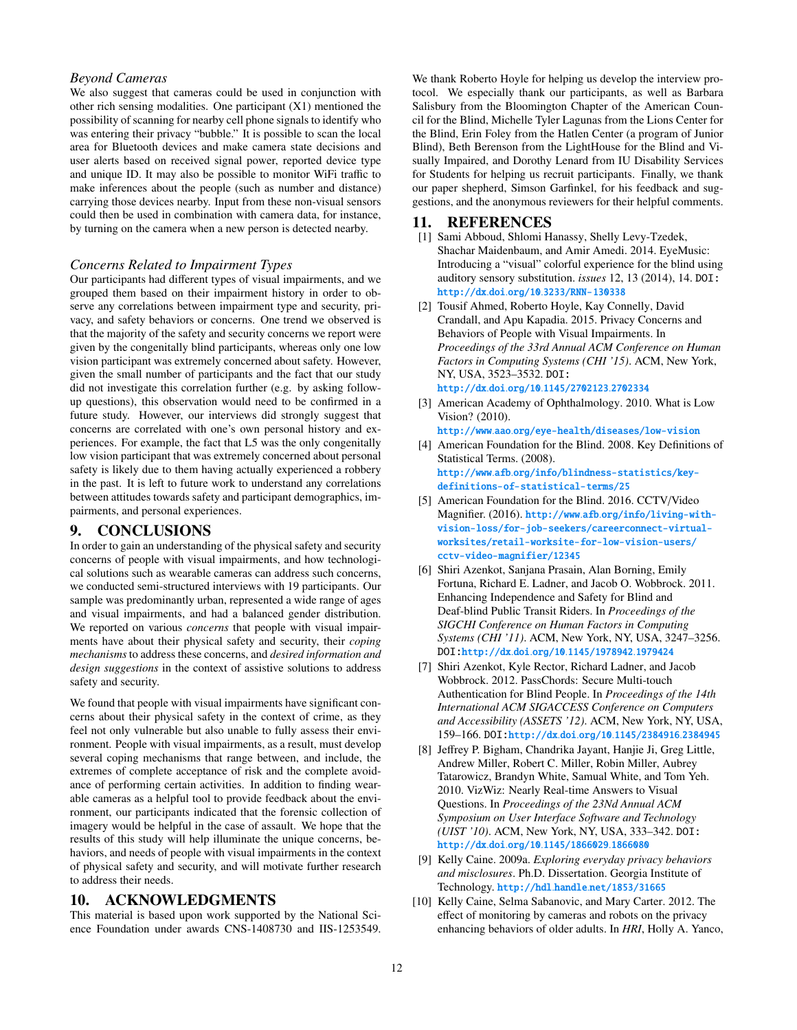### *Beyond Cameras*

We also suggest that cameras could be used in conjunction with other rich sensing modalities. One participant (X1) mentioned the possibility of scanning for nearby cell phone signals to identify who was entering their privacy "bubble." It is possible to scan the local area for Bluetooth devices and make camera state decisions and user alerts based on received signal power, reported device type and unique ID. It may also be possible to monitor WiFi traffic to make inferences about the people (such as number and distance) carrying those devices nearby. Input from these non-visual sensors could then be used in combination with camera data, for instance, by turning on the camera when a new person is detected nearby.

### *Concerns Related to Impairment Types*

Our participants had different types of visual impairments, and we grouped them based on their impairment history in order to observe any correlations between impairment type and security, privacy, and safety behaviors or concerns. One trend we observed is that the majority of the safety and security concerns we report were given by the congenitally blind participants, whereas only one low vision participant was extremely concerned about safety. However, given the small number of participants and the fact that our study did not investigate this correlation further (e.g. by asking follow-up questions), this observation would need to be confirmed in a future study. However, our interviews did strongly suggest that concerns are correlated with one's own personal history and experiences. For example, the fact that L5 was the only congenitally low vision participant that was extremely concerned about personal safety is likely due to them having actually experienced a robbery in the past. It is left to future work to understand any correlations between attitudes towards safety and participant demographics, impairments, and personal experiences.

## 9. CONCLUSIONS

In order to gain an understanding of the physical safety and security concerns of people with visual impairments, and how technological solutions such as wearable cameras can address such concerns, we conducted semi-structured interviews with 19 participants. Our sample was predominantly urban, represented a wide range of ages and visual impairments, and had a balanced gender distribution. We reported on various *concerns* that people with visual impairments have about their physical safety and security, their *coping mechanisms* to address these concerns, and *desired information and design suggestions* in the context of assistive solutions to address safety and security.

We found that people with visual impairments have significant concerns about their physical safety in the context of crime, as they feel not only vulnerable but also unable to fully assess their environment. People with visual impairments, as a result, must develop several coping mechanisms that range between, and include, the extremes of complete acceptance of risk and the complete avoidance of performing certain activities. In addition to finding wearable cameras as a helpful tool to provide feedback about the environment, our participants indicated that the forensic collection of imagery would be helpful in the case of assault. We hope that the results of this study will help illuminate the unique concerns, behaviors, and needs of people with visual impairments in the context of physical safety and security, and will motivate further research to address their needs.

## 10. ACKNOWLEDGMENTS

This material is based upon work supported by the National Science Foundation under awards CNS-1408730 and IIS-1253549. We thank Roberto Hoyle for helping us develop the interview protocol. We especially thank our participants, as well as Barbara Salisbury from the Bloomington Chapter of the American Council for the Blind, Michelle Tyler Lagunas from the Lions Center for the Blind, Erin Foley from the Hatlen Center (a program of Junior Blind), Beth Berenson from the LightHouse for the Blind and Visually Impaired, and Dorothy Lenard from IU Disability Services for Students for helping us recruit participants. Finally, we thank our paper shepherd, Simson Garfinkel, for his feedback and suggestions, and the anonymous reviewers for their helpful comments.

## 11. REFERENCES

[1] Sami Abboud, Shlomi Hanassy, Shelly Levy-Tzedek, Shachar Maidenbaum, and Amir Amedi. 2014. EyeMusic: Introducing a "visual" colorful experience for the blind using auditory sensory substitution. *issues* 12, 13 (2014), 14. DOI: http://dx.doi.org/10.3233/RNN-130338

[2] Tousif Ahmed, Roberto Hoyle, Kay Connelly, David Crandall, and Apu Kapadia. 2015. Privacy Concerns and Behaviors of People with Visual Impairments. In *Proceedings of the 33rd Annual ACM Conference on Human Factors in Computing Systems (CHI '15)*. ACM, New York, NY, USA, 3523–3532. DOI: http://dx.doi.org/10.1145/2702123.2702334

[3] American Academy of Ophthalmology. 2010. What is Low Vision? (2010). http://www.aao.org/eye-health/diseases/low-vision

[4] American Foundation for the Blind. 2008. Key Definitions of Statistical Terms. (2008). http://www.afb.org/info/blindness-statistics/key-definitions-of-statistical-terms/25

[5] American Foundation for the Blind. 2016. CCTV/Video Magnifier. (2016). http://www.afb.org/info/living-with-vision-loss/for-job-seekers/careerconnect-virtual-worksites/retail-worksite-for-low-vision-users/cctv-video-magnifier/12345

[6] Shiri Azenkot, Sanjana Prasain, Alan Borning, Emily Fortuna, Richard E. Ladner, and Jacob O. Wobbrock. 2011. Enhancing Independence and Safety for Blind and Deaf-blind Public Transit Riders. In *Proceedings of the SIGCHI Conference on Human Factors in Computing Systems (CHI '11)*. ACM, New York, NY, USA, 3247–3256. DOI:http://dx.doi.org/10.1145/1978942.1979424

[7] Shiri Azenkot, Kyle Rector, Richard Ladner, and Jacob Wobbrock. 2012. PassChords: Secure Multi-touch Authentication for Blind People. In *Proceedings of the 14th International ACM SIGACCESS Conference on Computers and Accessibility (ASSETS '12)*. ACM, New York, NY, USA, 159–166. DOI:http://dx.doi.org/10.1145/2384916.2384945

[8] Jeffrey P. Bigham, Chandrika Jayant, Hanjie Ji, Greg Little, Andrew Miller, Robert C. Miller, Robin Miller, Aubrey Tatarowicz, Brandyn White, Samual White, and Tom Yeh. 2010. VizWiz: Nearly Real-time Answers to Visual Questions. In *Proceedings of the 23Nd Annual ACM Symposium on User Interface Software and Technology (UIST '10)*. ACM, New York, NY, USA, 333–342. DOI: http://dx.doi.org/10.1145/1866029.1866080

[9] Kelly Caine. 2009a. *Exploring everyday privacy behaviors and misclosures*. Ph.D. Dissertation. Georgia Institute of Technology. http://hdl.handle.net/1853/31665

[10] Kelly Caine, Selma Sabanovic, and Mary Carter. 2012. The effect of monitoring by cameras and robots on the privacy enhancing behaviors of older adults. In *HRI*, Holly A. Yanco,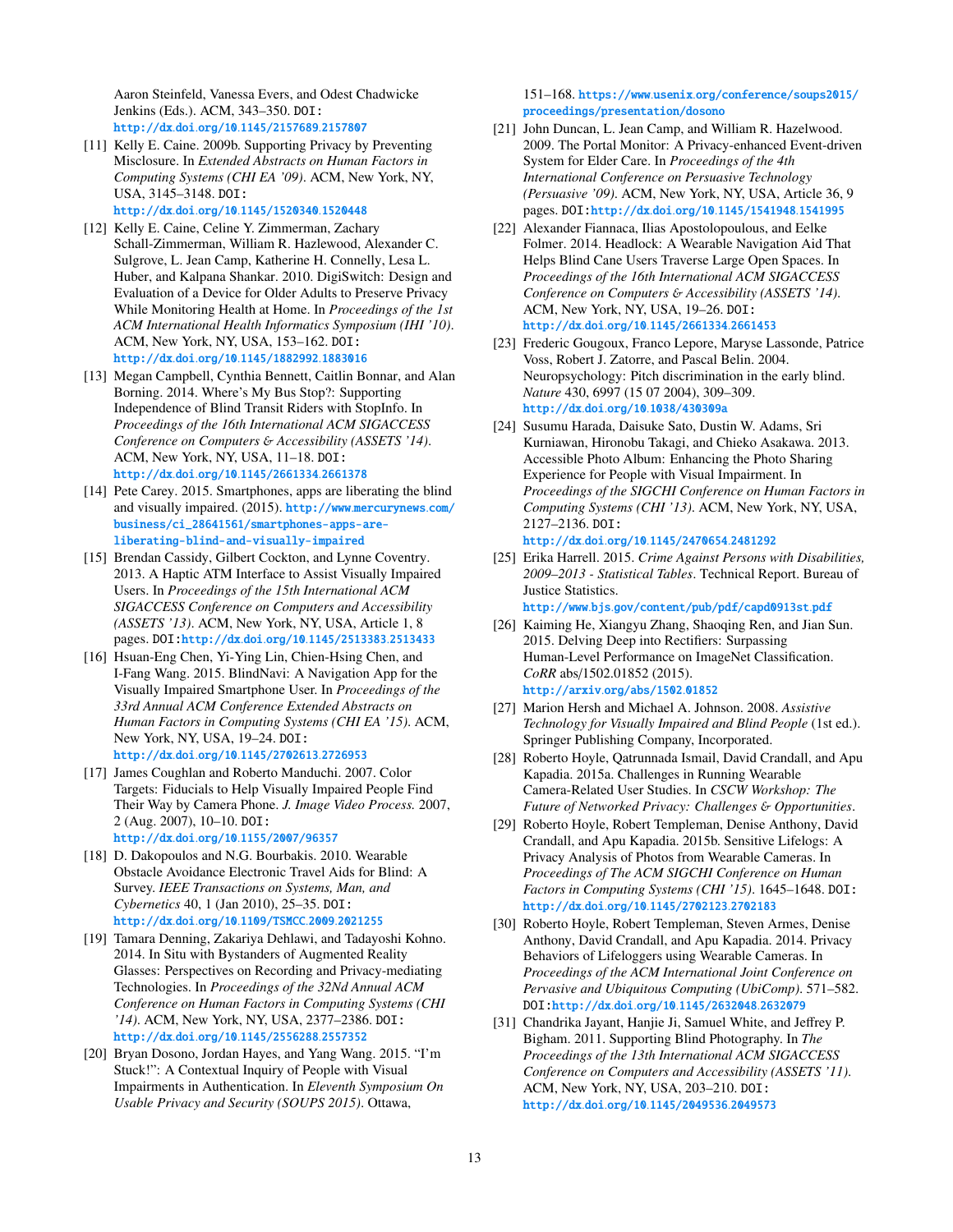Aaron Steinfeld, Vanessa Evers, and Odest Chadwicke Jenkins (Eds.). ACM, 343–350. DOI: http://dx.doi.org/10.1145/2157689.2157807

[11] Kelly E. Caine. 2009b. Supporting Privacy by Preventing Misclosure. In *Extended Abstracts on Human Factors in Computing Systems (CHI EA '09)*. ACM, New York, NY, USA, 3145–3148. DOI: http://dx.doi.org/10.1145/1520340.1520448

[12] Kelly E. Caine, Celine Y. Zimmerman, Zachary Schall-Zimmerman, William R. Hazlewood, Alexander C. Sulgrove, L. Jean Camp, Katherine H. Connelly, Lesa L. Huber, and Kalpana Shankar. 2010. DigiSwitch: Design and Evaluation of a Device for Older Adults to Preserve Privacy While Monitoring Health at Home. In *Proceedings of the 1st ACM International Health Informatics Symposium (IHI '10)*. ACM, New York, NY, USA, 153–162. DOI: http://dx.doi.org/10.1145/1882992.1883016

[13] Megan Campbell, Cynthia Bennett, Caitlin Bonnar, and Alan Borning. 2014. Where's My Bus Stop?: Supporting Independence of Blind Transit Riders with StopInfo. In *Proceedings of the 16th International ACM SIGACCESS Conference on Computers & Accessibility (ASSETS '14)*. ACM, New York, NY, USA, 11–18. DOI: http://dx.doi.org/10.1145/2661334.2661378

[14] Pete Carey. 2015. Smartphones, apps are liberating the blind and visually impaired. (2015). http://www.mercurynews.com/business/ci_28641561/smartphones-apps-are-liberating-blind-and-visually-impaired

[15] Brendan Cassidy, Gilbert Cockton, and Lynne Coventry. 2013. A Haptic ATM Interface to Assist Visually Impaired Users. In *Proceedings of the 15th International ACM SIGACCESS Conference on Computers and Accessibility (ASSETS '13)*. ACM, New York, NY, USA, Article 1, 8 pages. DOI:http://dx.doi.org/10.1145/2513383.2513433

[16] Hsuan-Eng Chen, Yi-Ying Lin, Chien-Hsing Chen, and I-Fang Wang. 2015. BlindNavi: A Navigation App for the Visually Impaired Smartphone User. In *Proceedings of the 33rd Annual ACM Conference Extended Abstracts on Human Factors in Computing Systems (CHI EA '15)*. ACM, New York, NY, USA, 19–24. DOI: http://dx.doi.org/10.1145/2702613.2726953

[17] James Coughlan and Roberto Manduchi. 2007. Color Targets: Fiducials to Help Visually Impaired People Find Their Way by Camera Phone. *J. Image Video Process.* 2007, 2 (Aug. 2007), 10–10. DOI: http://dx.doi.org/10.1155/2007/96357

[18] D. Dakopoulos and N.G. Bourbakis. 2010. Wearable Obstacle Avoidance Electronic Travel Aids for Blind: A Survey. *IEEE Transactions on Systems, Man, and Cybernetics* 40, 1 (Jan 2010), 25–35. DOI: http://dx.doi.org/10.1109/TSMCC.2009.2021255

[19] Tamara Denning, Zakariya Dehlawi, and Tadayoshi Kohno. 2014. In Situ with Bystanders of Augmented Reality Glasses: Perspectives on Recording and Privacy-mediating Technologies. In *Proceedings of the 32Nd Annual ACM Conference on Human Factors in Computing Systems (CHI '14)*. ACM, New York, NY, USA, 2377–2386. DOI: http://dx.doi.org/10.1145/2556288.2557352

[20] Bryan Dosono, Jordan Hayes, and Yang Wang. 2015. "I'm Stuck!": A Contextual Inquiry of People with Visual Impairments in Authentication. In *Eleventh Symposium On Usable Privacy and Security (SOUPS 2015)*. Ottawa, 151–168. https://www.usenix.org/conference/soups2015/proceedings/presentation/dosono

[21] John Duncan, L. Jean Camp, and William R. Hazelwood. 2009. The Portal Monitor: A Privacy-enhanced Event-driven System for Elder Care. In *Proceedings of the 4th International Conference on Persuasive Technology (Persuasive '09)*. ACM, New York, NY, USA, Article 36, 9 pages. DOI:http://dx.doi.org/10.1145/1541948.1541995

[22] Alexander Fiannaca, Ilias Apostolopoulous, and Eelke Folmer. 2014. Headlock: A Wearable Navigation Aid That Helps Blind Cane Users Traverse Large Open Spaces. In *Proceedings of the 16th International ACM SIGACCESS Conference on Computers & Accessibility (ASSETS '14)*. ACM, New York, NY, USA, 19–26. DOI: http://dx.doi.org/10.1145/2661334.2661453

[23] Frederic Gougoux, Franco Lepore, Maryse Lassonde, Patrice Voss, Robert J. Zatorre, and Pascal Belin. 2004. Neuropsychology: Pitch discrimination in the early blind. *Nature* 430, 6997 (15 07 2004), 309–309. http://dx.doi.org/10.1038/430309a

[24] Susumu Harada, Daisuke Sato, Dustin W. Adams, Sri Kurniawan, Hironobu Takagi, and Chieko Asakawa. 2013. Accessible Photo Album: Enhancing the Photo Sharing Experience for People with Visual Impairment. In *Proceedings of the SIGCHI Conference on Human Factors in Computing Systems (CHI '13)*. ACM, New York, NY, USA, 2127–2136. DOI: http://dx.doi.org/10.1145/2470654.2481292

[25] Erika Harrell. 2015. *Crime Against Persons with Disabilities, 2009–2013 - Statistical Tables*. Technical Report. Bureau of Justice Statistics. http://www.bjs.gov/content/pub/pdf/capd0913st.pdf

[26] Kaiming He, Xiangyu Zhang, Shaoqing Ren, and Jian Sun. 2015. Delving Deep into Rectifiers: Surpassing Human-Level Performance on ImageNet Classification. *CoRR* abs/1502.01852 (2015). http://arxiv.org/abs/1502.01852

[27] Marion Hersh and Michael A. Johnson. 2008. *Assistive Technology for Visually Impaired and Blind People* (1st ed.). Springer Publishing Company, Incorporated.

[28] Roberto Hoyle, Qatrunnada Ismail, David Crandall, and Apu Kapadia. 2015a. Challenges in Running Wearable Camera-Related User Studies. In *CSCW Workshop: The Future of Networked Privacy: Challenges & Opportunities*.

[29] Roberto Hoyle, Robert Templeman, Denise Anthony, David Crandall, and Apu Kapadia. 2015b. Sensitive Lifelogs: A Privacy Analysis of Photos from Wearable Cameras. In *Proceedings of The ACM SIGCHI Conference on Human Factors in Computing Systems (CHI '15)*. 1645–1648. DOI: http://dx.doi.org/10.1145/2702123.2702183

[30] Roberto Hoyle, Robert Templeman, Steven Armes, Denise Anthony, David Crandall, and Apu Kapadia. 2014. Privacy Behaviors of Lifeloggers using Wearable Cameras. In *Proceedings of the ACM International Joint Conference on Pervasive and Ubiquitous Computing (UbiComp)*. 571–582. DOI:http://dx.doi.org/10.1145/2632048.2632079

[31] Chandrika Jayant, Hanjie Ji, Samuel White, and Jeffrey P. Bigham. 2011. Supporting Blind Photography. In *The Proceedings of the 13th International ACM SIGACCESS Conference on Computers and Accessibility (ASSETS '11)*. ACM, New York, NY, USA, 203–210. DOI: http://dx.doi.org/10.1145/2049536.2049573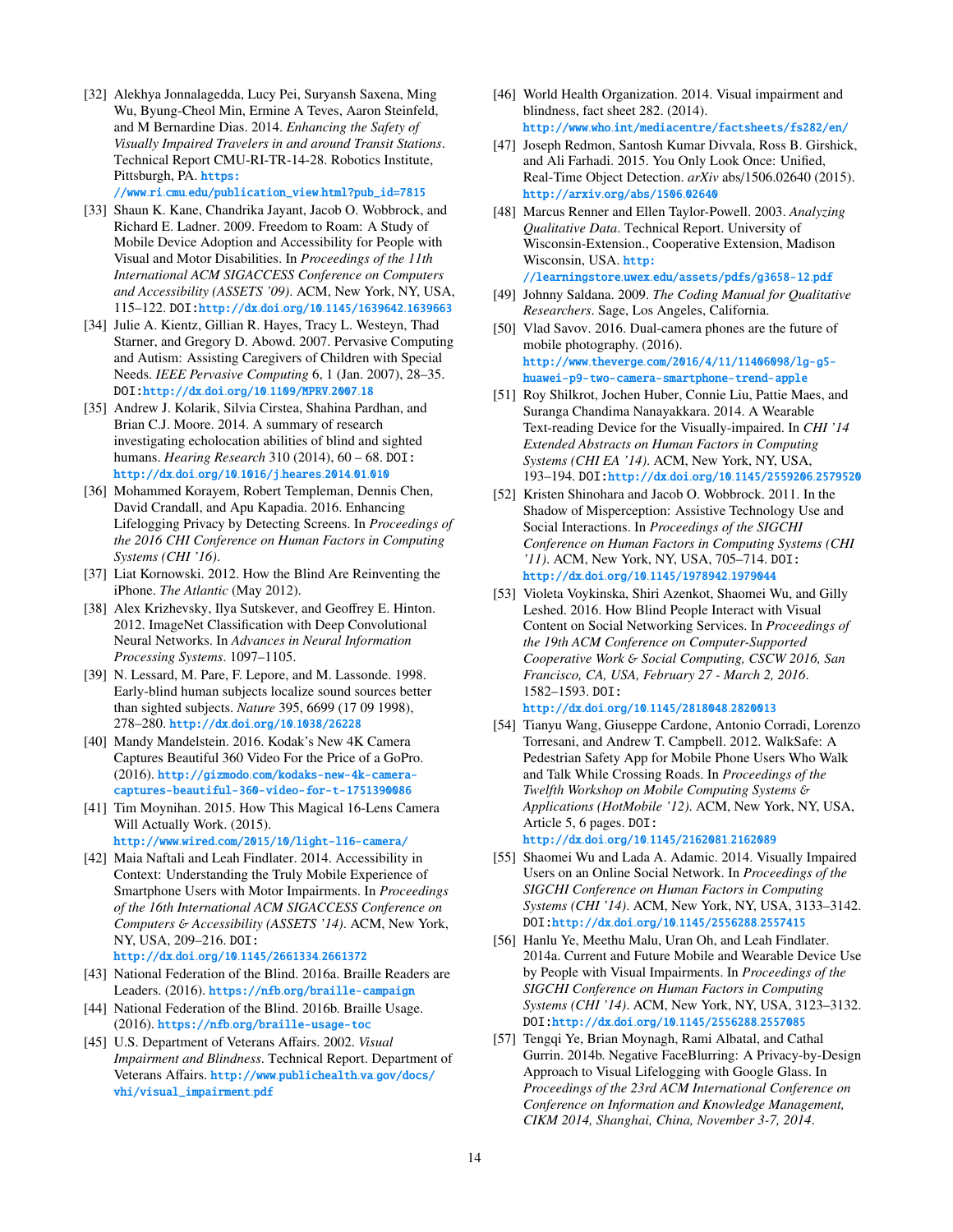[32] Alekhya Jonnalagedda, Lucy Pei, Suryansh Saxena, Ming Wu, Byung-Cheol Min, Ermine A Teves, Aaron Steinfeld, and M Bernardine Dias. 2014. *Enhancing the Safety of Visually Impaired Travelers in and around Transit Stations*. Technical Report CMU-RI-TR-14-28. Robotics Institute, Pittsburgh, PA. https://www.ri.cmu.edu/publication_view.html?pub_id=7815

[33] Shaun K. Kane, Chandrika Jayant, Jacob O. Wobbrock, and Richard E. Ladner. 2009. Freedom to Roam: A Study of Mobile Device Adoption and Accessibility for People with Visual and Motor Disabilities. In *Proceedings of the 11th International ACM SIGACCESS Conference on Computers and Accessibility (ASSETS '09)*. ACM, New York, NY, USA, 115–122. DOI:http://dx.doi.org/10.1145/1639642.1639663

[34] Julie A. Kientz, Gillian R. Hayes, Tracy L. Westeyn, Thad Starner, and Gregory D. Abowd. 2007. Pervasive Computing and Autism: Assisting Caregivers of Children with Special Needs. *IEEE Pervasive Computing* 6, 1 (Jan. 2007), 28–35. DOI:http://dx.doi.org/10.1109/MPRV.2007.18

[35] Andrew J. Kolarik, Silvia Cirstea, Shahina Pardhan, and Brian C.J. Moore. 2014. A summary of research investigating echolocation abilities of blind and sighted humans. *Hearing Research* 310 (2014), 60 – 68. DOI: http://dx.doi.org/10.1016/j.heares.2014.01.010

[36] Mohammed Korayem, Robert Templeman, Dennis Chen, David Crandall, and Apu Kapadia. 2016. Enhancing Lifelogging Privacy by Detecting Screens. In *Proceedings of the 2016 CHI Conference on Human Factors in Computing Systems (CHI '16)*.

[37] Liat Kornowski. 2012. How the Blind Are Reinventing the iPhone. *The Atlantic* (May 2012).

[38] Alex Krizhevsky, Ilya Sutskever, and Geoffrey E. Hinton. 2012. ImageNet Classification with Deep Convolutional Neural Networks. In *Advances in Neural Information Processing Systems*. 1097–1105.

[39] N. Lessard, M. Pare, F. Lepore, and M. Lassonde. 1998. Early-blind human subjects localize sound sources better than sighted subjects. *Nature* 395, 6699 (17 09 1998), 278–280. http://dx.doi.org/10.1038/26228

[40] Mandy Mandelstein. 2016. Kodak's New 4K Camera Captures Beautiful 360 Video For the Price of a GoPro. (2016). http://gizmodo.com/kodaks-new-4k-camera-captures-beautiful-360-video-for-t-1751390086

[41] Tim Moynihan. 2015. How This Magical 16-Lens Camera Will Actually Work. (2015). http://www.wired.com/2015/10/light-l16-camera/

[42] Maia Naftali and Leah Findlater. 2014. Accessibility in Context: Understanding the Truly Mobile Experience of Smartphone Users with Motor Impairments. In *Proceedings of the 16th International ACM SIGACCESS Conference on Computers & Accessibility (ASSETS '14)*. ACM, New York, NY, USA, 209–216. DOI: http://dx.doi.org/10.1145/2661334.2661372

[43] National Federation of the Blind. 2016a. Braille Readers are Leaders. (2016). https://nfb.org/braille-campaign

[44] National Federation of the Blind. 2016b. Braille Usage. (2016). https://nfb.org/braille-usage-toc

[45] U.S. Department of Veterans Affairs. 2002. *Visual Impairment and Blindness*. Technical Report. Department of Veterans Affairs. http://www.publichealth.va.gov/docs/vhi/visual_impairment.pdf

[46] World Health Organization. 2014. Visual impairment and blindness, fact sheet 282. (2014). http://www.who.int/mediacentre/factsheets/fs282/en/

[47] Joseph Redmon, Santosh Kumar Divvala, Ross B. Girshick, and Ali Farhadi. 2015. You Only Look Once: Unified, Real-Time Object Detection. *arXiv* abs/1506.02640 (2015). http://arxiv.org/abs/1506.02640

[48] Marcus Renner and Ellen Taylor-Powell. 2003. *Analyzing Qualitative Data*. Technical Report. University of Wisconsin-Extension., Cooperative Extension, Madison Wisconsin, USA. http://learningstore.uwex.edu/assets/pdfs/g3658-12.pdf

[49] Johnny Saldana. 2009. *The Coding Manual for Qualitative Researchers*. Sage, Los Angeles, California.

[50] Vlad Savov. 2016. Dual-camera phones are the future of mobile photography. (2016). http://www.theverge.com/2016/4/11/11406098/lg-g5-huawei-p9-two-camera-smartphone-trend-apple

[51] Roy Shilkrot, Jochen Huber, Connie Liu, Pattie Maes, and Suranga Chandima Nanayakkara. 2014. A Wearable Text-reading Device for the Visually-impaired. In *CHI '14 Extended Abstracts on Human Factors in Computing Systems (CHI EA '14)*. ACM, New York, NY, USA, 193–194. DOI:http://dx.doi.org/10.1145/2559206.2579520

[52] Kristen Shinohara and Jacob O. Wobbrock. 2011. In the Shadow of Misperception: Assistive Technology Use and Social Interactions. In *Proceedings of the SIGCHI Conference on Human Factors in Computing Systems (CHI '11)*. ACM, New York, NY, USA, 705–714. DOI: http://dx.doi.org/10.1145/1978942.1979044

[53] Violeta Voykinska, Shiri Azenkot, Shaomei Wu, and Gilly Leshed. 2016. How Blind People Interact with Visual Content on Social Networking Services. In *Proceedings of the 19th ACM Conference on Computer-Supported Cooperative Work & Social Computing, CSCW 2016, San Francisco, CA, USA, February 27 - March 2, 2016*. 1582–1593. DOI: http://dx.doi.org/10.1145/2818048.2820013

[54] Tianyu Wang, Giuseppe Cardone, Antonio Corradi, Lorenzo Torresani, and Andrew T. Campbell. 2012. WalkSafe: A Pedestrian Safety App for Mobile Phone Users Who Walk and Talk While Crossing Roads. In *Proceedings of the Twelfth Workshop on Mobile Computing Systems & Applications (HotMobile '12)*. ACM, New York, NY, USA, Article 5, 6 pages. DOI: http://dx.doi.org/10.1145/2162081.2162089

[55] Shaomei Wu and Lada A. Adamic. 2014. Visually Impaired Users on an Online Social Network. In *Proceedings of the SIGCHI Conference on Human Factors in Computing Systems (CHI '14)*. ACM, New York, NY, USA, 3133–3142. DOI:http://dx.doi.org/10.1145/2556288.2557415

[56] Hanlu Ye, Meethu Malu, Uran Oh, and Leah Findlater. 2014a. Current and Future Mobile and Wearable Device Use by People with Visual Impairments. In *Proceedings of the SIGCHI Conference on Human Factors in Computing Systems (CHI '14)*. ACM, New York, NY, USA, 3123–3132. DOI:http://dx.doi.org/10.1145/2556288.2557085

[57] Tengqi Ye, Brian Moynagh, Rami Albatal, and Cathal Gurrin. 2014b. Negative FaceBlurring: A Privacy-by-Design Approach to Visual Lifelogging with Google Glass. In *Proceedings of the 23rd ACM International Conference on Conference on Information and Knowledge Management, CIKM 2014, Shanghai, China, November 3-7, 2014*.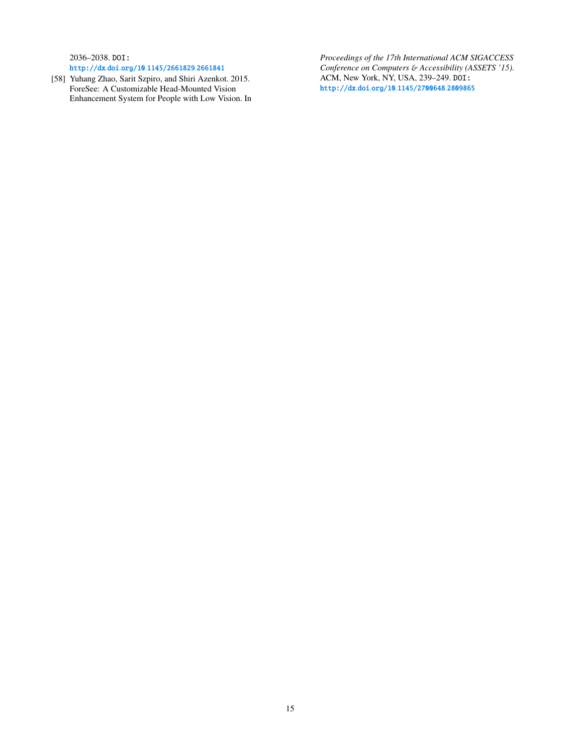2036–2038. DOI: http://dx.doi.org/10.1145/2661829.2661841

[58] Yuhang Zhao, Sarit Szpiro, and Shiri Azenkot. 2015. ForeSee: A Customizable Head-Mounted Vision Enhancement System for People with Low Vision. In *Proceedings of the 17th International ACM SIGACCESS Conference on Computers & Accessibility (ASSETS '15)*. ACM, New York, NY, USA, 239–249. DOI: http://dx.doi.org/10.1145/2700648.2809865